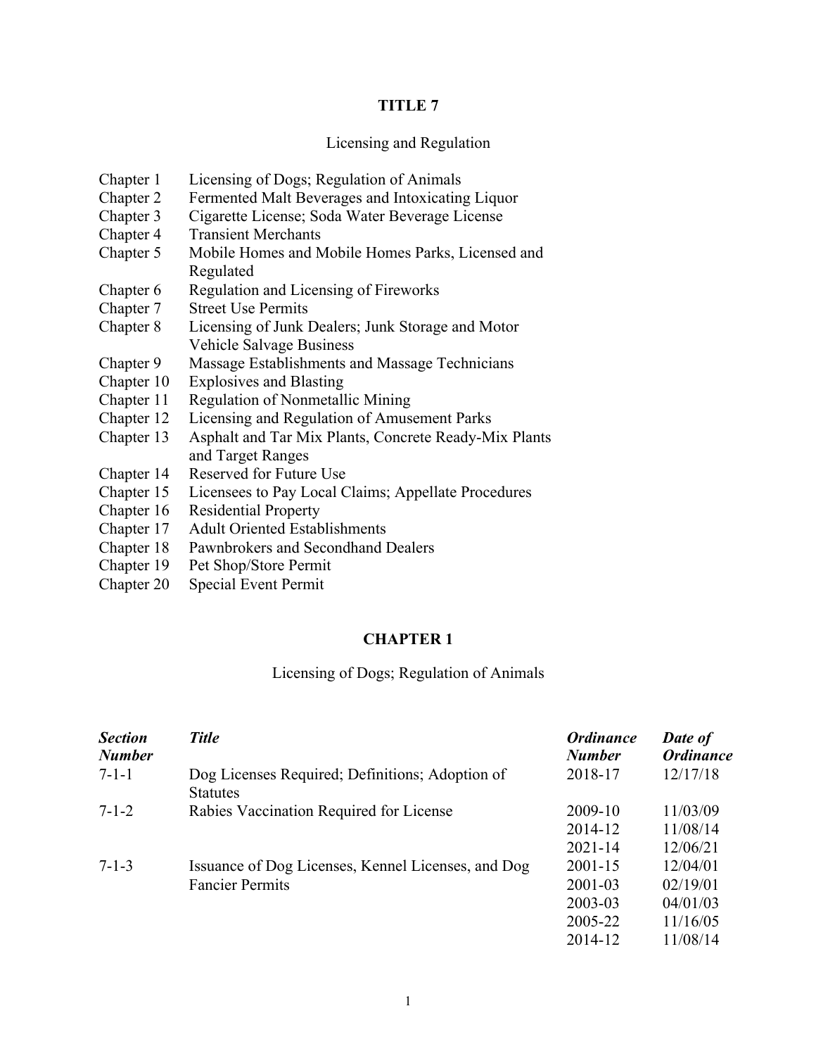# TITLE 7

Licensing and Regulation

| | |
|---|---|
| Chapter 1 | Licensing of Dogs; Regulation of Animals |
| Chapter 2 | Fermented Malt Beverages and Intoxicating Liquor |
| Chapter 3 | Cigarette License; Soda Water Beverage License |
| Chapter 4 | Transient Merchants |
| Chapter 5 | Mobile Homes and Mobile Homes Parks, Licensed and Regulated |
| Chapter 6 | Regulation and Licensing of Fireworks |
| Chapter 7 | Street Use Permits |
| Chapter 8 | Licensing of Junk Dealers; Junk Storage and Motor Vehicle Salvage Business |
| Chapter 9 | Massage Establishments and Massage Technicians |
| Chapter 10 | Explosives and Blasting |
| Chapter 11 | Regulation of Nonmetallic Mining |
| Chapter 12 | Licensing and Regulation of Amusement Parks |
| Chapter 13 | Asphalt and Tar Mix Plants, Concrete Ready-Mix Plants and Target Ranges |
| Chapter 14 | Reserved for Future Use |
| Chapter 15 | Licensees to Pay Local Claims; Appellate Procedures |
| Chapter 16 | Residential Property |
| Chapter 17 | Adult Oriented Establishments |
| Chapter 18 | Pawnbrokers and Secondhand Dealers |
| Chapter 19 | Pet Shop/Store Permit |
| Chapter 20 | Special Event Permit |

## CHAPTER 1

Licensing of Dogs; Regulation of Animals

| ***Section Number*** | ***Title*** | ***Ordinance Number*** | ***Date of Ordinance*** |
|---|---|---|---|
| 7-1-1 | Dog Licenses Required; Definitions; Adoption of Statutes | 2018-17 | 12/17/18 |
| 7-1-2 | Rabies Vaccination Required for License | 2009-10 | 11/03/09 |
| | | 2014-12 | 11/08/14 |
| | | 2021-14 | 12/06/21 |
| 7-1-3 | Issuance of Dog Licenses, Kennel Licenses, and Dog Fancier Permits | 2001-15 | 12/04/01 |
| | | 2001-03 | 02/19/01 |
| | | 2003-03 | 04/01/03 |
| | | 2005-22 | 11/16/05 |
| | | 2014-12 | 11/08/14 |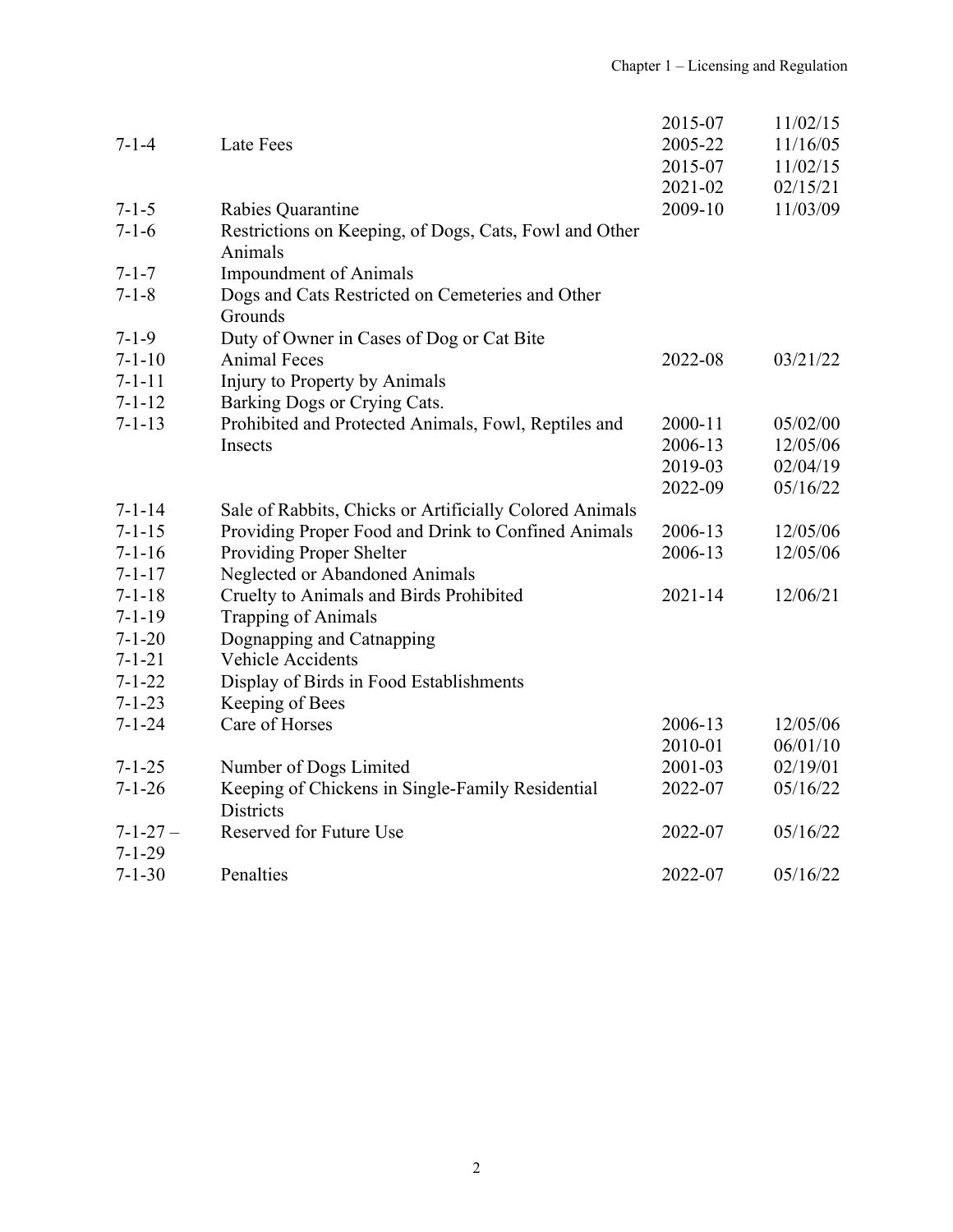| | | | |
|---|---|---|---|
| | | 2015-07 | 11/02/15 |
| 7-1-4 | Late Fees | 2005-22 | 11/16/05 |
| | | 2015-07 | 11/02/15 |
| | | 2021-02 | 02/15/21 |
| 7-1-5 | Rabies Quarantine | 2009-10 | 11/03/09 |
| 7-1-6 | Restrictions on Keeping, of Dogs, Cats, Fowl and Other Animals | | |
| 7-1-7 | Impoundment of Animals | | |
| 7-1-8 | Dogs and Cats Restricted on Cemeteries and Other Grounds | | |
| 7-1-9 | Duty of Owner in Cases of Dog or Cat Bite | | |
| 7-1-10 | Animal Feces | 2022-08 | 03/21/22 |
| 7-1-11 | Injury to Property by Animals | | |
| 7-1-12 | Barking Dogs or Crying Cats. | | |
| 7-1-13 | Prohibited and Protected Animals, Fowl, Reptiles and Insects | 2000-11 | 05/02/00 |
| | | 2006-13 | 12/05/06 |
| | | 2019-03 | 02/04/19 |
| | | 2022-09 | 05/16/22 |
| 7-1-14 | Sale of Rabbits, Chicks or Artificially Colored Animals | | |
| 7-1-15 | Providing Proper Food and Drink to Confined Animals | 2006-13 | 12/05/06 |
| 7-1-16 | Providing Proper Shelter | 2006-13 | 12/05/06 |
| 7-1-17 | Neglected or Abandoned Animals | | |
| 7-1-18 | Cruelty to Animals and Birds Prohibited | 2021-14 | 12/06/21 |
| 7-1-19 | Trapping of Animals | | |
| 7-1-20 | Dognapping and Catnapping | | |
| 7-1-21 | Vehicle Accidents | | |
| 7-1-22 | Display of Birds in Food Establishments | | |
| 7-1-23 | Keeping of Bees | | |
| 7-1-24 | Care of Horses | 2006-13 | 12/05/06 |
| | | 2010-01 | 06/01/10 |
| 7-1-25 | Number of Dogs Limited | 2001-03 | 02/19/01 |
| 7-1-26 | Keeping of Chickens in Single-Family Residential Districts | 2022-07 | 05/16/22 |
| 7-1-27 – 7-1-29 | Reserved for Future Use | 2022-07 | 05/16/22 |
| 7-1-30 | Penalties | 2022-07 | 05/16/22 |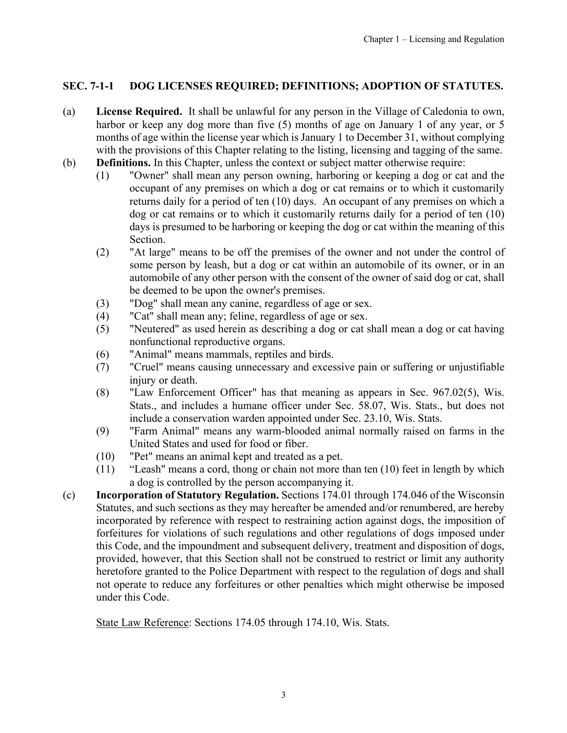## SEC. 7-1-1 DOG LICENSES REQUIRED; DEFINITIONS; ADOPTION OF STATUTES.

(a) **License Required.** It shall be unlawful for any person in the Village of Caledonia to own, harbor or keep any dog more than five (5) months of age on January 1 of any year, or 5 months of age within the license year which is January 1 to December 31, without complying with the provisions of this Chapter relating to the listing, licensing and tagging of the same.

(b) **Definitions.** In this Chapter, unless the context or subject matter otherwise require:

   (1) "Owner" shall mean any person owning, harboring or keeping a dog or cat and the occupant of any premises on which a dog or cat remains or to which it customarily returns daily for a period of ten (10) days. An occupant of any premises on which a dog or cat remains or to which it customarily returns daily for a period of ten (10) days is presumed to be harboring or keeping the dog or cat within the meaning of this Section.

   (2) "At large" means to be off the premises of the owner and not under the control of some person by leash, but a dog or cat within an automobile of its owner, or in an automobile of any other person with the consent of the owner of said dog or cat, shall be deemed to be upon the owner's premises.

   (3) "Dog" shall mean any canine, regardless of age or sex.

   (4) "Cat" shall mean any; feline, regardless of age or sex.

   (5) "Neutered" as used herein as describing a dog or cat shall mean a dog or cat having nonfunctional reproductive organs.

   (6) "Animal" means mammals, reptiles and birds.

   (7) "Cruel" means causing unnecessary and excessive pain or suffering or unjustifiable injury or death.

   (8) "Law Enforcement Officer" has that meaning as appears in Sec. 967.02(5), Wis. Stats., and includes a humane officer under Sec. 58.07, Wis. Stats., but does not include a conservation warden appointed under Sec. 23.10, Wis. Stats.

   (9) "Farm Animal" means any warm-blooded animal normally raised on farms in the United States and used for food or fiber.

   (10) "Pet" means an animal kept and treated as a pet.

   (11) "Leash" means a cord, thong or chain not more than ten (10) feet in length by which a dog is controlled by the person accompanying it.

(c) **Incorporation of Statutory Regulation.** Sections 174.01 through 174.046 of the Wisconsin Statutes, and such sections as they may hereafter be amended and/or renumbered, are hereby incorporated by reference with respect to restraining action against dogs, the imposition of forfeitures for violations of such regulations and other regulations of dogs imposed under this Code, and the impoundment and subsequent delivery, treatment and disposition of dogs, provided, however, that this Section shall not be construed to restrict or limit any authority heretofore granted to the Police Department with respect to the regulation of dogs and shall not operate to reduce any forfeitures or other penalties which might otherwise be imposed under this Code.

State Law Reference: Sections 174.05 through 174.10, Wis. Stats.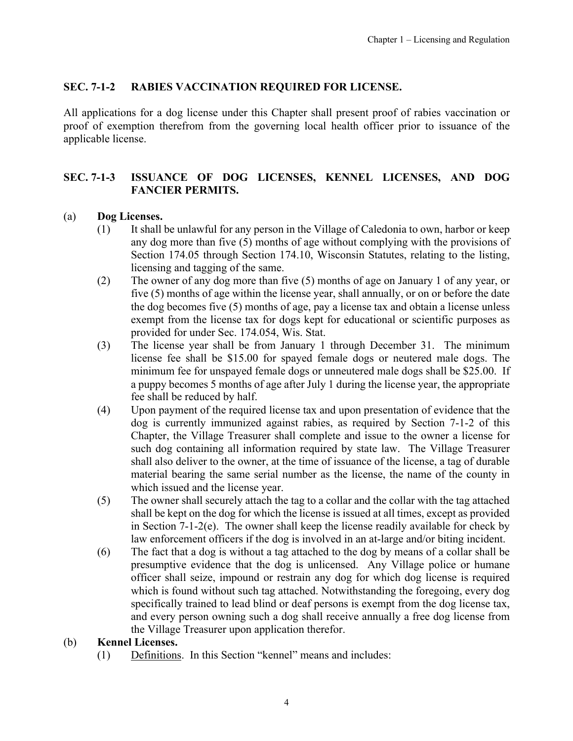## SEC. 7-1-2 RABIES VACCINATION REQUIRED FOR LICENSE.

All applications for a dog license under this Chapter shall present proof of rabies vaccination or proof of exemption therefrom from the governing local health officer prior to issuance of the applicable license.

## SEC. 7-1-3 ISSUANCE OF DOG LICENSES, KENNEL LICENSES, AND DOG FANCIER PERMITS.

(a) **Dog Licenses.**

(1) It shall be unlawful for any person in the Village of Caledonia to own, harbor or keep any dog more than five (5) months of age without complying with the provisions of Section 174.05 through Section 174.10, Wisconsin Statutes, relating to the listing, licensing and tagging of the same.

(2) The owner of any dog more than five (5) months of age on January 1 of any year, or five (5) months of age within the license year, shall annually, or on or before the date the dog becomes five (5) months of age, pay a license tax and obtain a license unless exempt from the license tax for dogs kept for educational or scientific purposes as provided for under Sec. 174.054, Wis. Stat.

(3) The license year shall be from January 1 through December 31. The minimum license fee shall be $15.00 for spayed female dogs or neutered male dogs. The minimum fee for unspayed female dogs or unneutered male dogs shall be $25.00. If a puppy becomes 5 months of age after July 1 during the license year, the appropriate fee shall be reduced by half.

(4) Upon payment of the required license tax and upon presentation of evidence that the dog is currently immunized against rabies, as required by Section 7-1-2 of this Chapter, the Village Treasurer shall complete and issue to the owner a license for such dog containing all information required by state law. The Village Treasurer shall also deliver to the owner, at the time of issuance of the license, a tag of durable material bearing the same serial number as the license, the name of the county in which issued and the license year.

(5) The owner shall securely attach the tag to a collar and the collar with the tag attached shall be kept on the dog for which the license is issued at all times, except as provided in Section 7-1-2(e). The owner shall keep the license readily available for check by law enforcement officers if the dog is involved in an at-large and/or biting incident.

(6) The fact that a dog is without a tag attached to the dog by means of a collar shall be presumptive evidence that the dog is unlicensed. Any Village police or humane officer shall seize, impound or restrain any dog for which dog license is required which is found without such tag attached. Notwithstanding the foregoing, every dog specifically trained to lead blind or deaf persons is exempt from the dog license tax, and every person owning such a dog shall receive annually a free dog license from the Village Treasurer upon application therefor.

(b) **Kennel Licenses.**

(1) Definitions. In this Section "kennel" means and includes: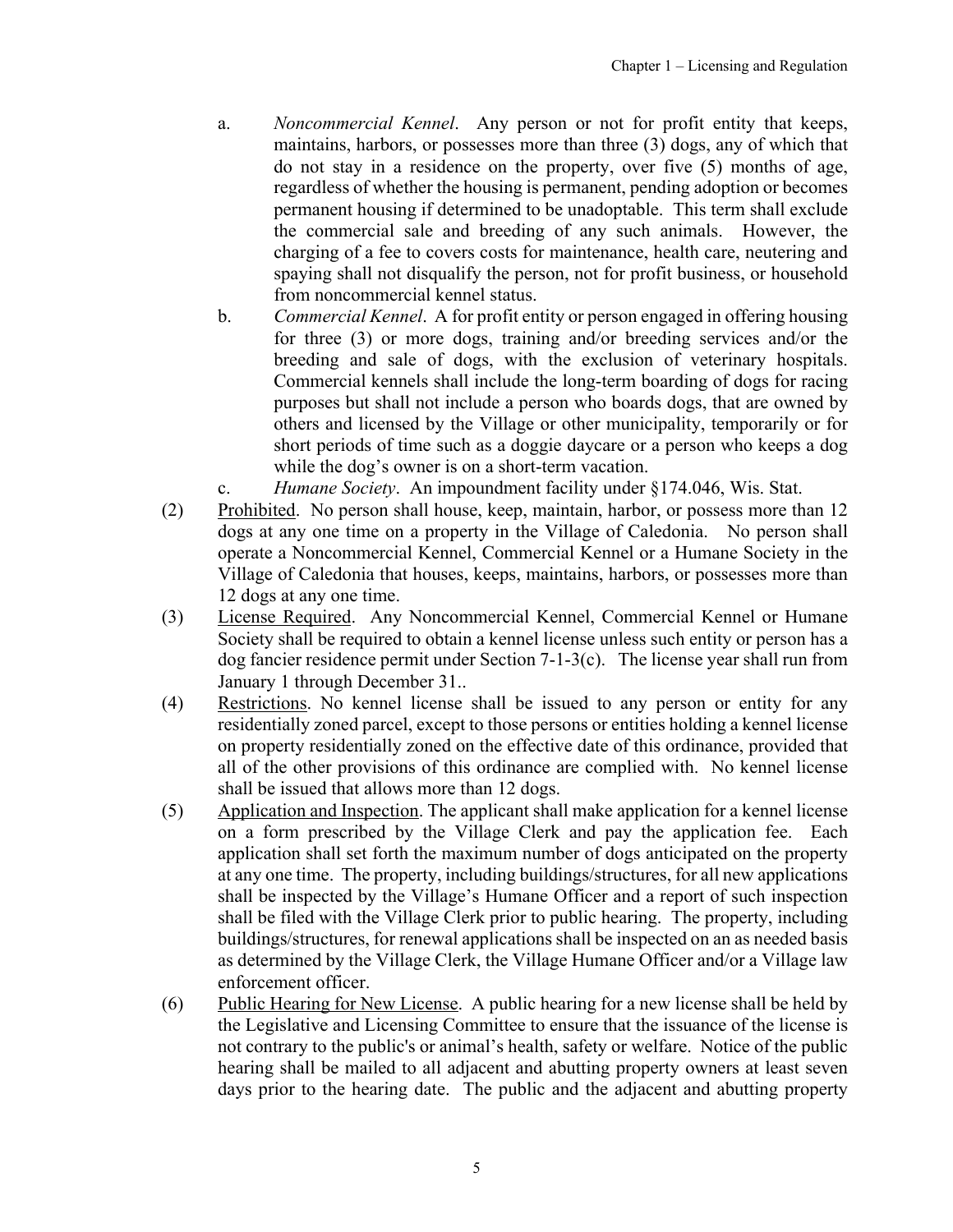a. *Noncommercial Kennel*. Any person or not for profit entity that keeps, maintains, harbors, or possesses more than three (3) dogs, any of which that do not stay in a residence on the property, over five (5) months of age, regardless of whether the housing is permanent, pending adoption or becomes permanent housing if determined to be unadoptable. This term shall exclude the commercial sale and breeding of any such animals. However, the charging of a fee to covers costs for maintenance, health care, neutering and spaying shall not disqualify the person, not for profit business, or household from noncommercial kennel status.

b. *Commercial Kennel*. A for profit entity or person engaged in offering housing for three (3) or more dogs, training and/or breeding services and/or the breeding and sale of dogs, with the exclusion of veterinary hospitals. Commercial kennels shall include the long-term boarding of dogs for racing purposes but shall not include a person who boards dogs, that are owned by others and licensed by the Village or other municipality, temporarily or for short periods of time such as a doggie daycare or a person who keeps a dog while the dog's owner is on a short-term vacation.

c. *Humane Society*. An impoundment facility under §174.046, Wis. Stat.

(2) Prohibited. No person shall house, keep, maintain, harbor, or possess more than 12 dogs at any one time on a property in the Village of Caledonia. No person shall operate a Noncommercial Kennel, Commercial Kennel or a Humane Society in the Village of Caledonia that houses, keeps, maintains, harbors, or possesses more than 12 dogs at any one time.

(3) License Required. Any Noncommercial Kennel, Commercial Kennel or Humane Society shall be required to obtain a kennel license unless such entity or person has a dog fancier residence permit under Section 7-1-3(c). The license year shall run from January 1 through December 31..

(4) Restrictions. No kennel license shall be issued to any person or entity for any residentially zoned parcel, except to those persons or entities holding a kennel license on property residentially zoned on the effective date of this ordinance, provided that all of the other provisions of this ordinance are complied with. No kennel license shall be issued that allows more than 12 dogs.

(5) Application and Inspection. The applicant shall make application for a kennel license on a form prescribed by the Village Clerk and pay the application fee. Each application shall set forth the maximum number of dogs anticipated on the property at any one time. The property, including buildings/structures, for all new applications shall be inspected by the Village's Humane Officer and a report of such inspection shall be filed with the Village Clerk prior to public hearing. The property, including buildings/structures, for renewal applications shall be inspected on an as needed basis as determined by the Village Clerk, the Village Humane Officer and/or a Village law enforcement officer.

(6) Public Hearing for New License. A public hearing for a new license shall be held by the Legislative and Licensing Committee to ensure that the issuance of the license is not contrary to the public's or animal's health, safety or welfare. Notice of the public hearing shall be mailed to all adjacent and abutting property owners at least seven days prior to the hearing date. The public and the adjacent and abutting property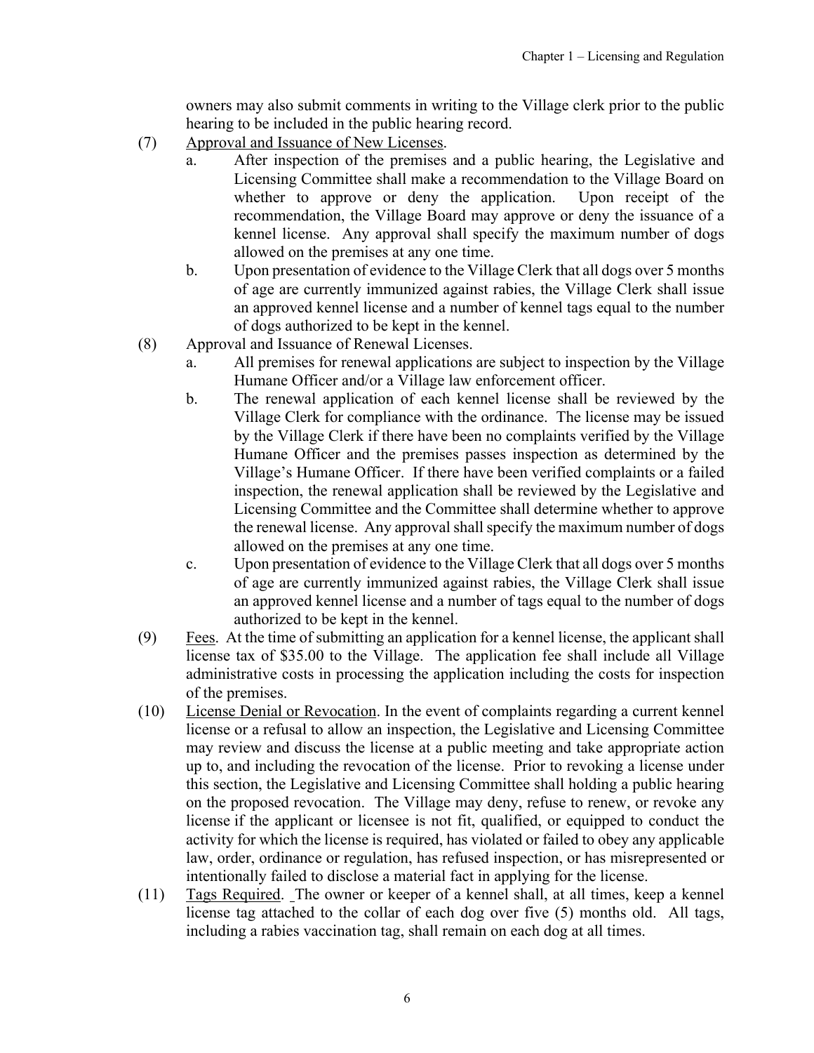owners may also submit comments in writing to the Village clerk prior to the public hearing to be included in the public hearing record.

(7) Approval and Issuance of New Licenses.

a. After inspection of the premises and a public hearing, the Legislative and Licensing Committee shall make a recommendation to the Village Board on whether to approve or deny the application. Upon receipt of the recommendation, the Village Board may approve or deny the issuance of a kennel license. Any approval shall specify the maximum number of dogs allowed on the premises at any one time.

b. Upon presentation of evidence to the Village Clerk that all dogs over 5 months of age are currently immunized against rabies, the Village Clerk shall issue an approved kennel license and a number of kennel tags equal to the number of dogs authorized to be kept in the kennel.

(8) Approval and Issuance of Renewal Licenses.

a. All premises for renewal applications are subject to inspection by the Village Humane Officer and/or a Village law enforcement officer.

b. The renewal application of each kennel license shall be reviewed by the Village Clerk for compliance with the ordinance. The license may be issued by the Village Clerk if there have been no complaints verified by the Village Humane Officer and the premises passes inspection as determined by the Village's Humane Officer. If there have been verified complaints or a failed inspection, the renewal application shall be reviewed by the Legislative and Licensing Committee and the Committee shall determine whether to approve the renewal license. Any approval shall specify the maximum number of dogs allowed on the premises at any one time.

c. Upon presentation of evidence to the Village Clerk that all dogs over 5 months of age are currently immunized against rabies, the Village Clerk shall issue an approved kennel license and a number of tags equal to the number of dogs authorized to be kept in the kennel.

(9) Fees. At the time of submitting an application for a kennel license, the applicant shall license tax of $35.00 to the Village. The application fee shall include all Village administrative costs in processing the application including the costs for inspection of the premises.

(10) License Denial or Revocation. In the event of complaints regarding a current kennel license or a refusal to allow an inspection, the Legislative and Licensing Committee may review and discuss the license at a public meeting and take appropriate action up to, and including the revocation of the license. Prior to revoking a license under this section, the Legislative and Licensing Committee shall holding a public hearing on the proposed revocation. The Village may deny, refuse to renew, or revoke any license if the applicant or licensee is not fit, qualified, or equipped to conduct the activity for which the license is required, has violated or failed to obey any applicable law, order, ordinance or regulation, has refused inspection, or has misrepresented or intentionally failed to disclose a material fact in applying for the license.

(11) Tags Required. The owner or keeper of a kennel shall, at all times, keep a kennel license tag attached to the collar of each dog over five (5) months old. All tags, including a rabies vaccination tag, shall remain on each dog at all times.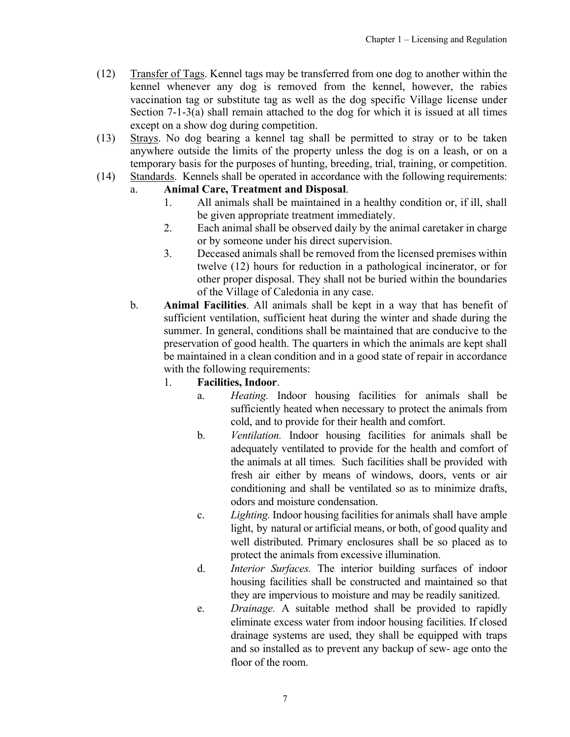(12) Transfer of Tags. Kennel tags may be transferred from one dog to another within the kennel whenever any dog is removed from the kennel, however, the rabies vaccination tag or substitute tag as well as the dog specific Village license under Section 7-1-3(a) shall remain attached to the dog for which it is issued at all times except on a show dog during competition.

(13) Strays. No dog bearing a kennel tag shall be permitted to stray or to be taken anywhere outside the limits of the property unless the dog is on a leash, or on a temporary basis for the purposes of hunting, breeding, trial, training, or competition.

(14) Standards. Kennels shall be operated in accordance with the following requirements:

a. **Animal Care, Treatment and Disposal**.

1. All animals shall be maintained in a healthy condition or, if ill, shall be given appropriate treatment immediately.
2. Each animal shall be observed daily by the animal caretaker in charge or by someone under his direct supervision.
3. Deceased animals shall be removed from the licensed premises within twelve (12) hours for reduction in a pathological incinerator, or for other proper disposal. They shall not be buried within the boundaries of the Village of Caledonia in any case.

b. **Animal Facilities**. All animals shall be kept in a way that has benefit of sufficient ventilation, sufficient heat during the winter and shade during the summer. In general, conditions shall be maintained that are conducive to the preservation of good health. The quarters in which the animals are kept shall be maintained in a clean condition and in a good state of repair in accordance with the following requirements:

1. **Facilities, Indoor**.

a. *Heating.* Indoor housing facilities for animals shall be sufficiently heated when necessary to protect the animals from cold, and to provide for their health and comfort.

b. *Ventilation.* Indoor housing facilities for animals shall be adequately ventilated to provide for the health and comfort of the animals at all times. Such facilities shall be provided with fresh air either by means of windows, doors, vents or air conditioning and shall be ventilated so as to minimize drafts, odors and moisture condensation.

c. *Lighting.* Indoor housing facilities for animals shall have ample light, by natural or artificial means, or both, of good quality and well distributed. Primary enclosures shall be so placed as to protect the animals from excessive illumination.

d. *Interior Surfaces.* The interior building surfaces of indoor housing facilities shall be constructed and maintained so that they are impervious to moisture and may be readily sanitized.

e. *Drainage.* A suitable method shall be provided to rapidly eliminate excess water from indoor housing facilities. If closed drainage systems are used, they shall be equipped with traps and so installed as to prevent any backup of sew- age onto the floor of the room.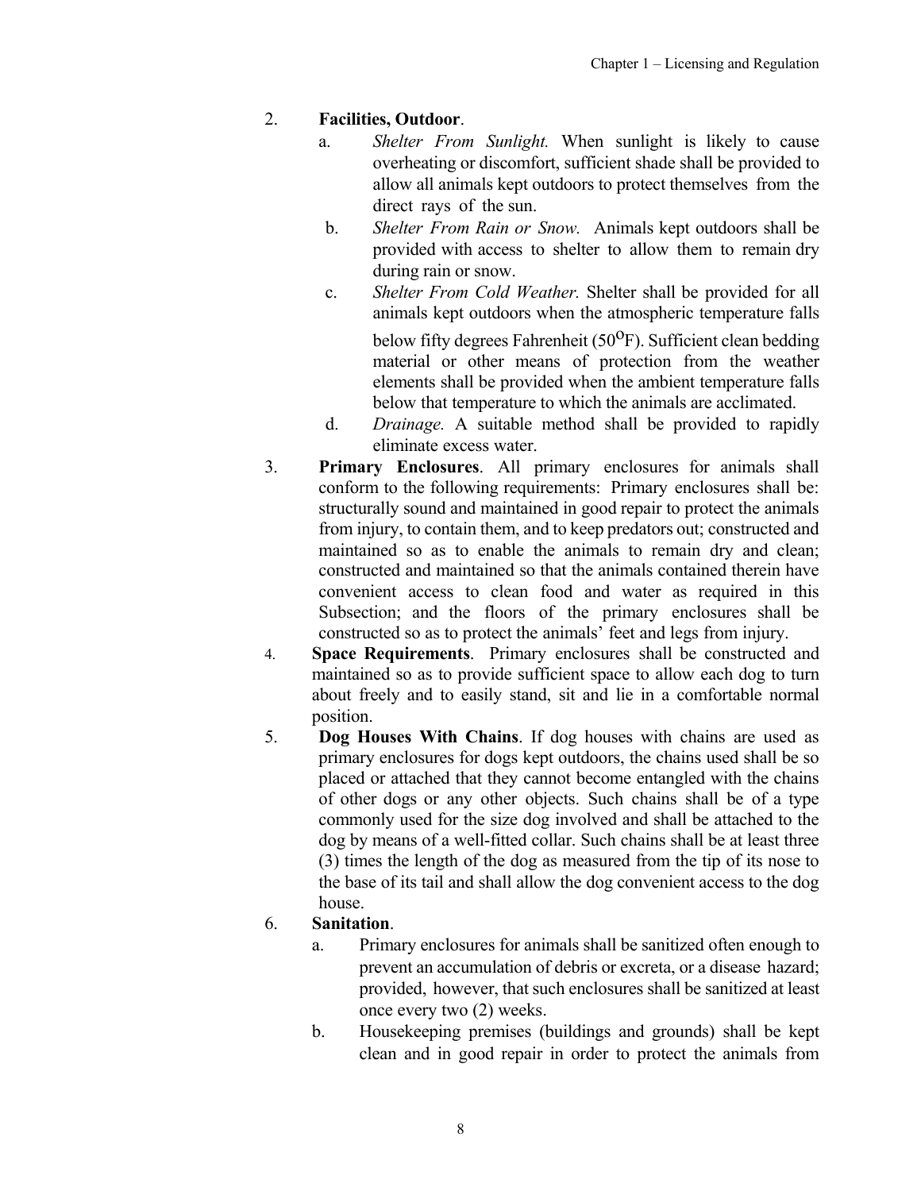2. **Facilities, Outdoor**.
    a. *Shelter From Sunlight.* When sunlight is likely to cause overheating or discomfort, sufficient shade shall be provided to allow all animals kept outdoors to protect themselves from the direct rays of the sun.
    b. *Shelter From Rain or Snow.* Animals kept outdoors shall be provided with access to shelter to allow them to remain dry during rain or snow.
    c. *Shelter From Cold Weather.* Shelter shall be provided for all animals kept outdoors when the atmospheric temperature falls below fifty degrees Fahrenheit ($50^{o}$F). Sufficient clean bedding material or other means of protection from the weather elements shall be provided when the ambient temperature falls below that temperature to which the animals are acclimated.
    d. *Drainage.* A suitable method shall be provided to rapidly eliminate excess water.
3. **Primary Enclosures**. All primary enclosures for animals shall conform to the following requirements: Primary enclosures shall be: structurally sound and maintained in good repair to protect the animals from injury, to contain them, and to keep predators out; constructed and maintained so as to enable the animals to remain dry and clean; constructed and maintained so that the animals contained therein have convenient access to clean food and water as required in this Subsection; and the floors of the primary enclosures shall be constructed so as to protect the animals' feet and legs from injury.
4. **Space Requirements**. Primary enclosures shall be constructed and maintained so as to provide sufficient space to allow each dog to turn about freely and to easily stand, sit and lie in a comfortable normal position.
5. **Dog Houses With Chains**. If dog houses with chains are used as primary enclosures for dogs kept outdoors, the chains used shall be so placed or attached that they cannot become entangled with the chains of other dogs or any other objects. Such chains shall be of a type commonly used for the size dog involved and shall be attached to the dog by means of a well-fitted collar. Such chains shall be at least three (3) times the length of the dog as measured from the tip of its nose to the base of its tail and shall allow the dog convenient access to the dog house.
6. **Sanitation**.
    a. Primary enclosures for animals shall be sanitized often enough to prevent an accumulation of debris or excreta, or a disease hazard; provided, however, that such enclosures shall be sanitized at least once every two (2) weeks.
    b. Housekeeping premises (buildings and grounds) shall be kept clean and in good repair in order to protect the animals from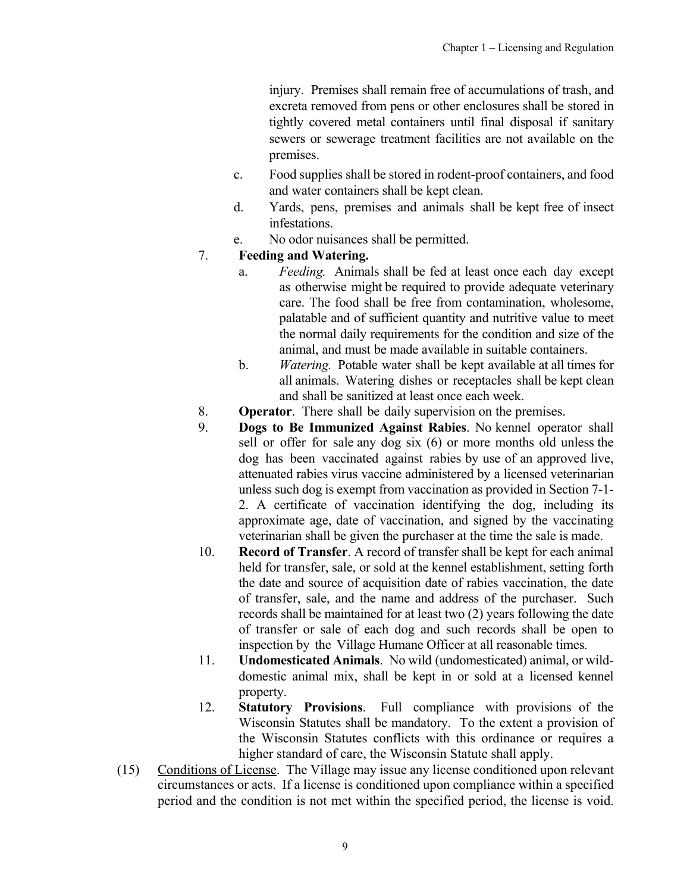injury. Premises shall remain free of accumulations of trash, and excreta removed from pens or other enclosures shall be stored in tightly covered metal containers until final disposal if sanitary sewers or sewerage treatment facilities are not available on the premises.

c. Food supplies shall be stored in rodent-proof containers, and food and water containers shall be kept clean.

d. Yards, pens, premises and animals shall be kept free of insect infestations.

e. No odor nuisances shall be permitted.

7. **Feeding and Watering.**

   a. *Feeding.* Animals shall be fed at least once each day except as otherwise might be required to provide adequate veterinary care. The food shall be free from contamination, wholesome, palatable and of sufficient quantity and nutritive value to meet the normal daily requirements for the condition and size of the animal, and must be made available in suitable containers.

   b. *Watering.* Potable water shall be kept available at all times for all animals. Watering dishes or receptacles shall be kept clean and shall be sanitized at least once each week.

8. **Operator**. There shall be daily supervision on the premises.

9. **Dogs to Be Immunized Against Rabies**. No kennel operator shall sell or offer for sale any dog six (6) or more months old unless the dog has been vaccinated against rabies by use of an approved live, attenuated rabies virus vaccine administered by a licensed veterinarian unless such dog is exempt from vaccination as provided in Section 7-1-2. A certificate of vaccination identifying the dog, including its approximate age, date of vaccination, and signed by the vaccinating veterinarian shall be given the purchaser at the time the sale is made.

10. **Record of Transfer**. A record of transfer shall be kept for each animal held for transfer, sale, or sold at the kennel establishment, setting forth the date and source of acquisition date of rabies vaccination, the date of transfer, sale, and the name and address of the purchaser. Such records shall be maintained for at least two (2) years following the date of transfer or sale of each dog and such records shall be open to inspection by the Village Humane Officer at all reasonable times.

11. **Undomesticated Animals**. No wild (undomesticated) animal, or wild-domestic animal mix, shall be kept in or sold at a licensed kennel property.

12. **Statutory Provisions**. Full compliance with provisions of the Wisconsin Statutes shall be mandatory. To the extent a provision of the Wisconsin Statutes conflicts with this ordinance or requires a higher standard of care, the Wisconsin Statute shall apply.

(15) Conditions of License. The Village may issue any license conditioned upon relevant circumstances or acts. If a license is conditioned upon compliance within a specified period and the condition is not met within the specified period, the license is void.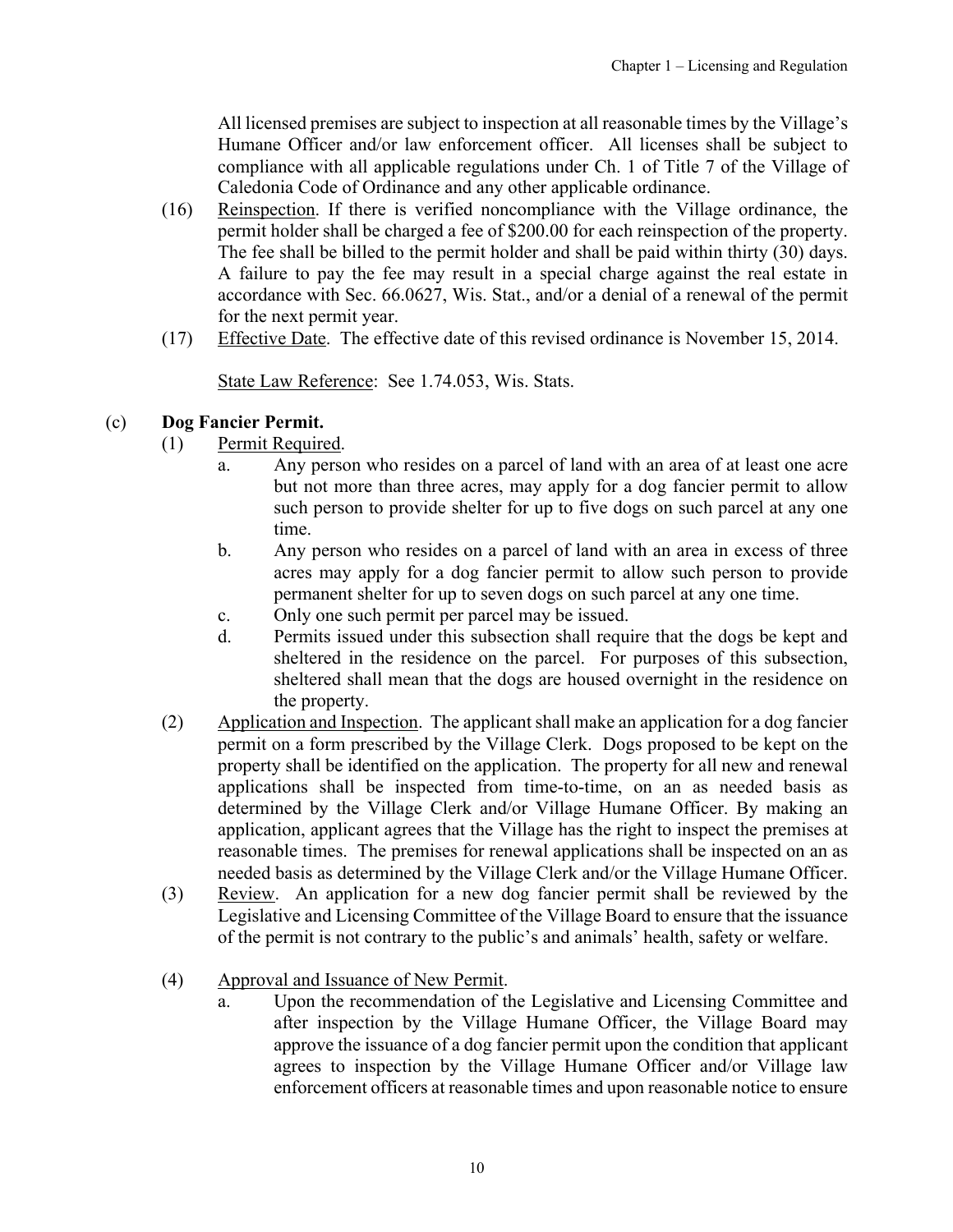All licensed premises are subject to inspection at all reasonable times by the Village's Humane Officer and/or law enforcement officer. All licenses shall be subject to compliance with all applicable regulations under Ch. 1 of Title 7 of the Village of Caledonia Code of Ordinance and any other applicable ordinance.

(16) Reinspection. If there is verified noncompliance with the Village ordinance, the permit holder shall be charged a fee of $200.00 for each reinspection of the property. The fee shall be billed to the permit holder and shall be paid within thirty (30) days. A failure to pay the fee may result in a special charge against the real estate in accordance with Sec. 66.0627, Wis. Stat., and/or a denial of a renewal of the permit for the next permit year.

(17) Effective Date. The effective date of this revised ordinance is November 15, 2014.

State Law Reference: See 1.74.053, Wis. Stats.

(c) **Dog Fancier Permit.**

(1) Permit Required.

a. Any person who resides on a parcel of land with an area of at least one acre but not more than three acres, may apply for a dog fancier permit to allow such person to provide shelter for up to five dogs on such parcel at any one time.

b. Any person who resides on a parcel of land with an area in excess of three acres may apply for a dog fancier permit to allow such person to provide permanent shelter for up to seven dogs on such parcel at any one time.

c. Only one such permit per parcel may be issued.

d. Permits issued under this subsection shall require that the dogs be kept and sheltered in the residence on the parcel. For purposes of this subsection, sheltered shall mean that the dogs are housed overnight in the residence on the property.

(2) Application and Inspection. The applicant shall make an application for a dog fancier permit on a form prescribed by the Village Clerk. Dogs proposed to be kept on the property shall be identified on the application. The property for all new and renewal applications shall be inspected from time-to-time, on an as needed basis as determined by the Village Clerk and/or Village Humane Officer. By making an application, applicant agrees that the Village has the right to inspect the premises at reasonable times. The premises for renewal applications shall be inspected on an as needed basis as determined by the Village Clerk and/or the Village Humane Officer.

(3) Review. An application for a new dog fancier permit shall be reviewed by the Legislative and Licensing Committee of the Village Board to ensure that the issuance of the permit is not contrary to the public's and animals' health, safety or welfare.

(4) Approval and Issuance of New Permit.

a. Upon the recommendation of the Legislative and Licensing Committee and after inspection by the Village Humane Officer, the Village Board may approve the issuance of a dog fancier permit upon the condition that applicant agrees to inspection by the Village Humane Officer and/or Village law enforcement officers at reasonable times and upon reasonable notice to ensure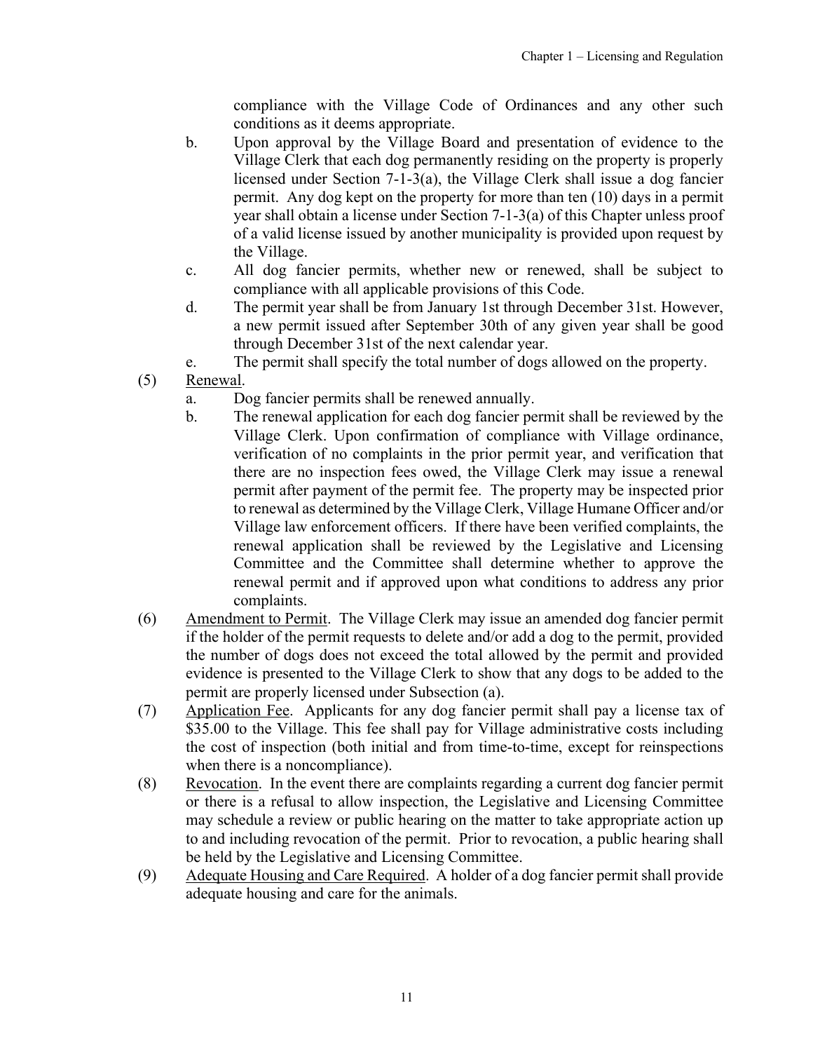compliance with the Village Code of Ordinances and any other such conditions as it deems appropriate.

b. Upon approval by the Village Board and presentation of evidence to the Village Clerk that each dog permanently residing on the property is properly licensed under Section 7-1-3(a), the Village Clerk shall issue a dog fancier permit. Any dog kept on the property for more than ten (10) days in a permit year shall obtain a license under Section 7-1-3(a) of this Chapter unless proof of a valid license issued by another municipality is provided upon request by the Village.

c. All dog fancier permits, whether new or renewed, shall be subject to compliance with all applicable provisions of this Code.

d. The permit year shall be from January 1st through December 31st. However, a new permit issued after September 30th of any given year shall be good through December 31st of the next calendar year.

e. The permit shall specify the total number of dogs allowed on the property.

(5) Renewal.

a. Dog fancier permits shall be renewed annually.

b. The renewal application for each dog fancier permit shall be reviewed by the Village Clerk. Upon confirmation of compliance with Village ordinance, verification of no complaints in the prior permit year, and verification that there are no inspection fees owed, the Village Clerk may issue a renewal permit after payment of the permit fee. The property may be inspected prior to renewal as determined by the Village Clerk, Village Humane Officer and/or Village law enforcement officers. If there have been verified complaints, the renewal application shall be reviewed by the Legislative and Licensing Committee and the Committee shall determine whether to approve the renewal permit and if approved upon what conditions to address any prior complaints.

(6) Amendment to Permit. The Village Clerk may issue an amended dog fancier permit if the holder of the permit requests to delete and/or add a dog to the permit, provided the number of dogs does not exceed the total allowed by the permit and provided evidence is presented to the Village Clerk to show that any dogs to be added to the permit are properly licensed under Subsection (a).

(7) Application Fee. Applicants for any dog fancier permit shall pay a license tax of $35.00 to the Village. This fee shall pay for Village administrative costs including the cost of inspection (both initial and from time-to-time, except for reinspections when there is a noncompliance).

(8) Revocation. In the event there are complaints regarding a current dog fancier permit or there is a refusal to allow inspection, the Legislative and Licensing Committee may schedule a review or public hearing on the matter to take appropriate action up to and including revocation of the permit. Prior to revocation, a public hearing shall be held by the Legislative and Licensing Committee.

(9) Adequate Housing and Care Required. A holder of a dog fancier permit shall provide adequate housing and care for the animals.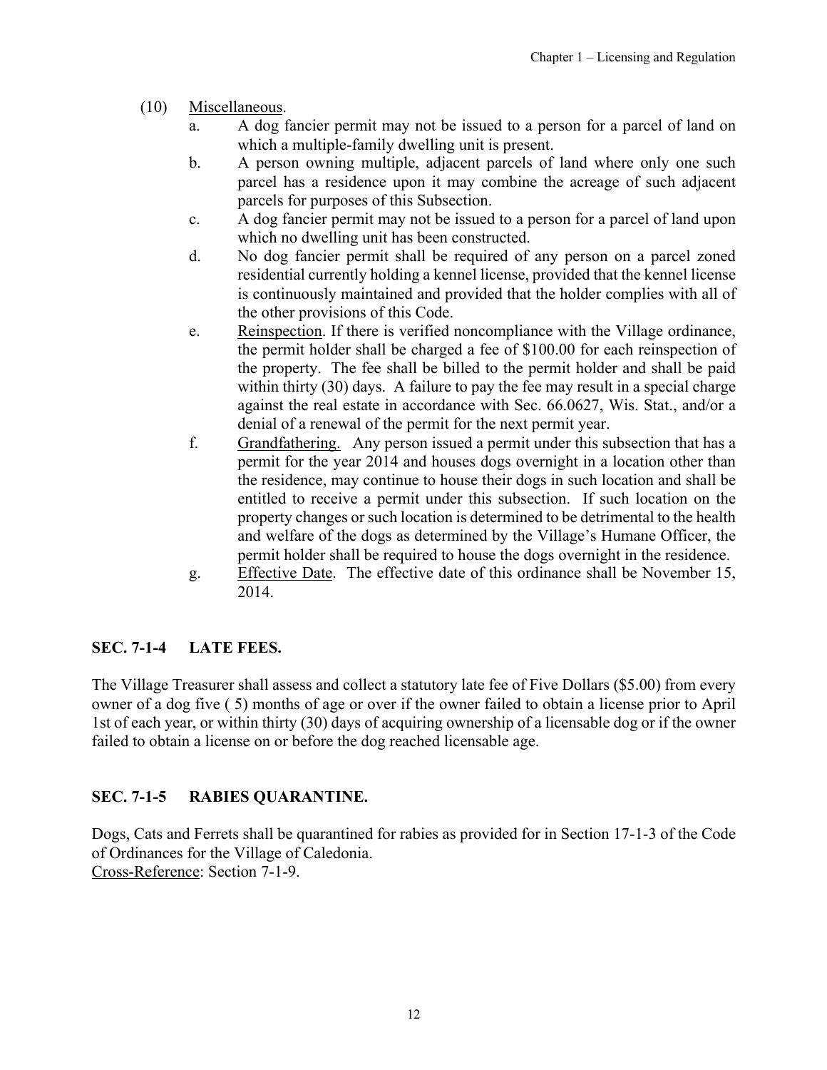(10) Miscellaneous.

a. A dog fancier permit may not be issued to a person for a parcel of land on which a multiple-family dwelling unit is present.

b. A person owning multiple, adjacent parcels of land where only one such parcel has a residence upon it may combine the acreage of such adjacent parcels for purposes of this Subsection.

c. A dog fancier permit may not be issued to a person for a parcel of land upon which no dwelling unit has been constructed.

d. No dog fancier permit shall be required of any person on a parcel zoned residential currently holding a kennel license, provided that the kennel license is continuously maintained and provided that the holder complies with all of the other provisions of this Code.

e. Reinspection. If there is verified noncompliance with the Village ordinance, the permit holder shall be charged a fee of $100.00 for each reinspection of the property. The fee shall be billed to the permit holder and shall be paid within thirty (30) days. A failure to pay the fee may result in a special charge against the real estate in accordance with Sec. 66.0627, Wis. Stat., and/or a denial of a renewal of the permit for the next permit year.

f. Grandfathering. Any person issued a permit under this subsection that has a permit for the year 2014 and houses dogs overnight in a location other than the residence, may continue to house their dogs in such location and shall be entitled to receive a permit under this subsection. If such location on the property changes or such location is determined to be detrimental to the health and welfare of the dogs as determined by the Village's Humane Officer, the permit holder shall be required to house the dogs overnight in the residence.

g. Effective Date. The effective date of this ordinance shall be November 15, 2014.

## SEC. 7-1-4 LATE FEES.

The Village Treasurer shall assess and collect a statutory late fee of Five Dollars ($5.00) from every owner of a dog five ( 5) months of age or over if the owner failed to obtain a license prior to April 1st of each year, or within thirty (30) days of acquiring ownership of a licensable dog or if the owner failed to obtain a license on or before the dog reached licensable age.

## SEC. 7-1-5 RABIES QUARANTINE.

Dogs, Cats and Ferrets shall be quarantined for rabies as provided for in Section 17-1-3 of the Code of Ordinances for the Village of Caledonia.
Cross-Reference: Section 7-1-9.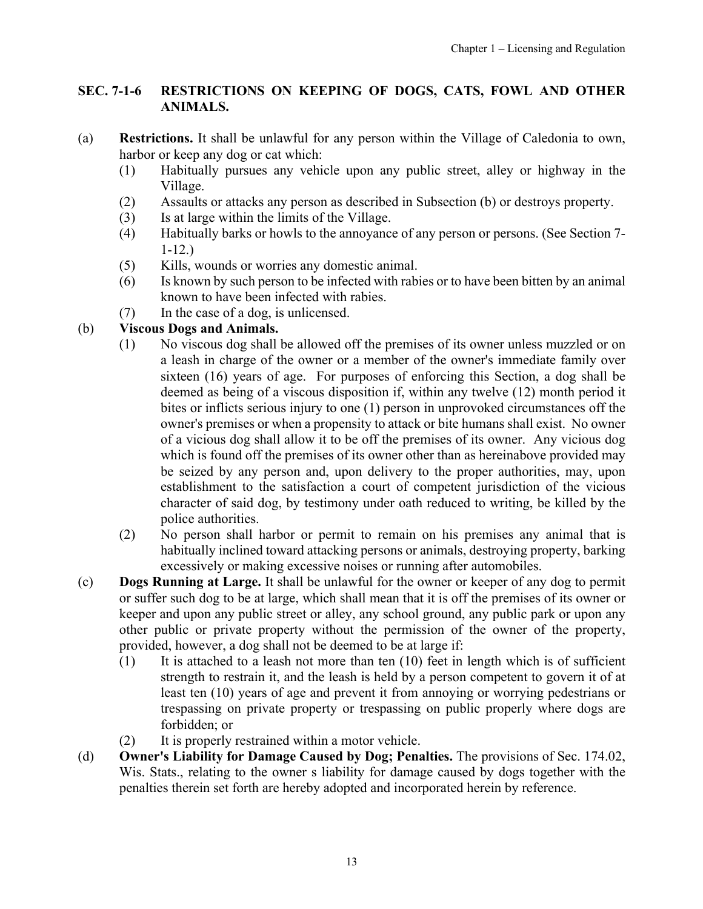## SEC. 7-1-6 RESTRICTIONS ON KEEPING OF DOGS, CATS, FOWL AND OTHER ANIMALS.

(a) **Restrictions.** It shall be unlawful for any person within the Village of Caledonia to own, harbor or keep any dog or cat which:

- (1) Habitually pursues any vehicle upon any public street, alley or highway in the Village.
- (2) Assaults or attacks any person as described in Subsection (b) or destroys property.
- (3) Is at large within the limits of the Village.
- (4) Habitually barks or howls to the annoyance of any person or persons. (See Section 7-1-12.)
- (5) Kills, wounds or worries any domestic animal.
- (6) Is known by such person to be infected with rabies or to have been bitten by an animal known to have been infected with rabies.
- (7) In the case of a dog, is unlicensed.

(b) **Viscous Dogs and Animals.**

- (1) No viscous dog shall be allowed off the premises of its owner unless muzzled or on a leash in charge of the owner or a member of the owner's immediate family over sixteen (16) years of age. For purposes of enforcing this Section, a dog shall be deemed as being of a viscous disposition if, within any twelve (12) month period it bites or inflicts serious injury to one (1) person in unprovoked circumstances off the owner's premises or when a propensity to attack or bite humans shall exist. No owner of a vicious dog shall allow it to be off the premises of its owner. Any vicious dog which is found off the premises of its owner other than as hereinabove provided may be seized by any person and, upon delivery to the proper authorities, may, upon establishment to the satisfaction a court of competent jurisdiction of the vicious character of said dog, by testimony under oath reduced to writing, be killed by the police authorities.
- (2) No person shall harbor or permit to remain on his premises any animal that is habitually inclined toward attacking persons or animals, destroying property, barking excessively or making excessive noises or running after automobiles.

(c) **Dogs Running at Large.** It shall be unlawful for the owner or keeper of any dog to permit or suffer such dog to be at large, which shall mean that it is off the premises of its owner or keeper and upon any public street or alley, any school ground, any public park or upon any other public or private property without the permission of the owner of the property, provided, however, a dog shall not be deemed to be at large if:

- (1) It is attached to a leash not more than ten (10) feet in length which is of sufficient strength to restrain it, and the leash is held by a person competent to govern it of at least ten (10) years of age and prevent it from annoying or worrying pedestrians or trespassing on private property or trespassing on public properly where dogs are forbidden; or
- (2) It is properly restrained within a motor vehicle.

(d) **Owner's Liability for Damage Caused by Dog; Penalties.** The provisions of Sec. 174.02, Wis. Stats., relating to the owner s liability for damage caused by dogs together with the penalties therein set forth are hereby adopted and incorporated herein by reference.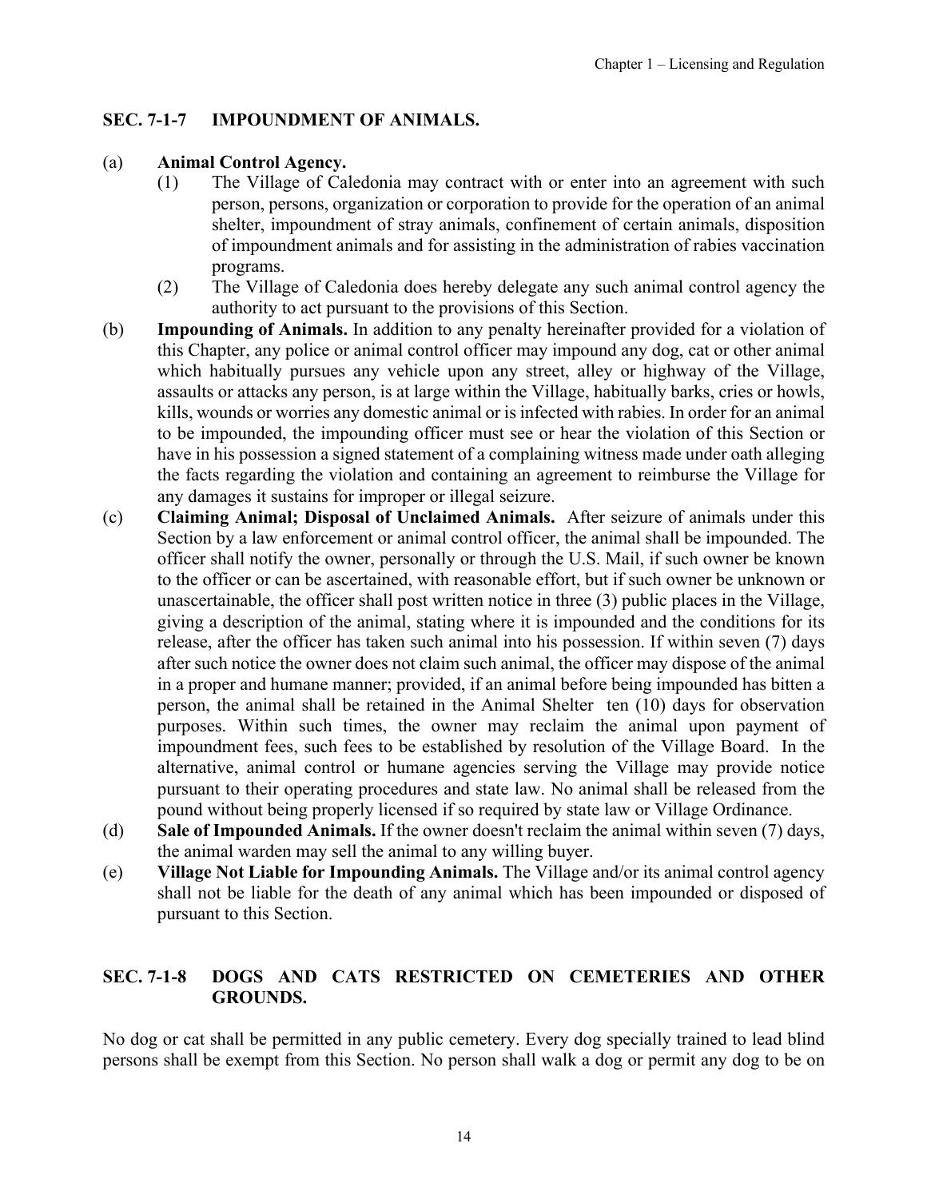## SEC. 7-1-7 IMPOUNDMENT OF ANIMALS.

(a) **Animal Control Agency.**

(1) The Village of Caledonia may contract with or enter into an agreement with such person, persons, organization or corporation to provide for the operation of an animal shelter, impoundment of stray animals, confinement of certain animals, disposition of impoundment animals and for assisting in the administration of rabies vaccination programs.

(2) The Village of Caledonia does hereby delegate any such animal control agency the authority to act pursuant to the provisions of this Section.

(b) **Impounding of Animals.** In addition to any penalty hereinafter provided for a violation of this Chapter, any police or animal control officer may impound any dog, cat or other animal which habitually pursues any vehicle upon any street, alley or highway of the Village, assaults or attacks any person, is at large within the Village, habitually barks, cries or howls, kills, wounds or worries any domestic animal or is infected with rabies. In order for an animal to be impounded, the impounding officer must see or hear the violation of this Section or have in his possession a signed statement of a complaining witness made under oath alleging the facts regarding the violation and containing an agreement to reimburse the Village for any damages it sustains for improper or illegal seizure.

(c) **Claiming Animal; Disposal of Unclaimed Animals.** After seizure of animals under this Section by a law enforcement or animal control officer, the animal shall be impounded. The officer shall notify the owner, personally or through the U.S. Mail, if such owner be known to the officer or can be ascertained, with reasonable effort, but if such owner be unknown or unascertainable, the officer shall post written notice in three (3) public places in the Village, giving a description of the animal, stating where it is impounded and the conditions for its release, after the officer has taken such animal into his possession. If within seven (7) days after such notice the owner does not claim such animal, the officer may dispose of the animal in a proper and humane manner; provided, if an animal before being impounded has bitten a person, the animal shall be retained in the Animal Shelter ten (10) days for observation purposes. Within such times, the owner may reclaim the animal upon payment of impoundment fees, such fees to be established by resolution of the Village Board. In the alternative, animal control or humane agencies serving the Village may provide notice pursuant to their operating procedures and state law. No animal shall be released from the pound without being properly licensed if so required by state law or Village Ordinance.

(d) **Sale of Impounded Animals.** If the owner doesn't reclaim the animal within seven (7) days, the animal warden may sell the animal to any willing buyer.

(e) **Village Not Liable for Impounding Animals.** The Village and/or its animal control agency shall not be liable for the death of any animal which has been impounded or disposed of pursuant to this Section.

## SEC. 7-1-8 DOGS AND CATS RESTRICTED ON CEMETERIES AND OTHER GROUNDS.

No dog or cat shall be permitted in any public cemetery. Every dog specially trained to lead blind persons shall be exempt from this Section. No person shall walk a dog or permit any dog to be on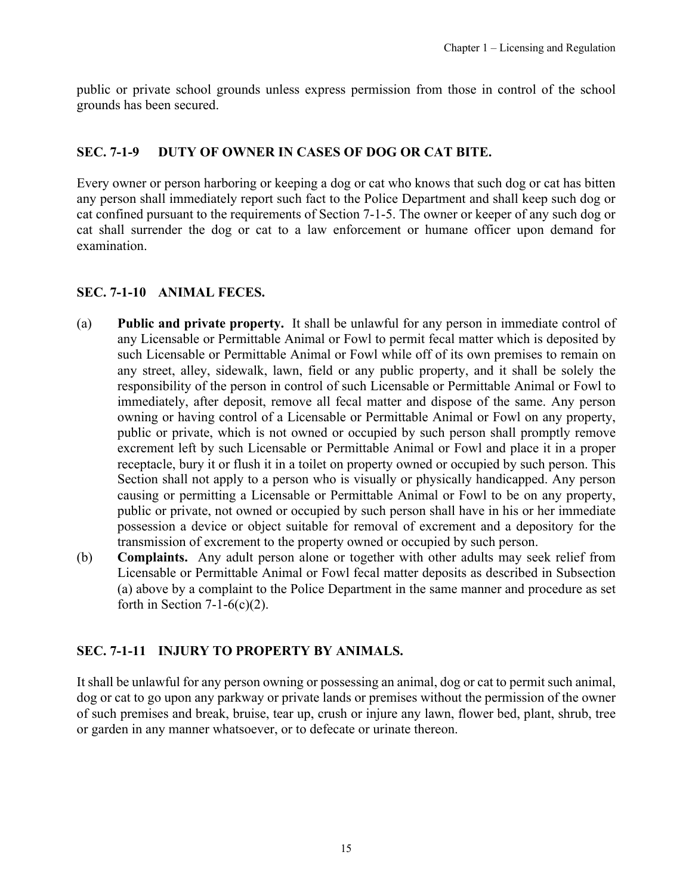public or private school grounds unless express permission from those in control of the school grounds has been secured.

## SEC. 7-1-9 DUTY OF OWNER IN CASES OF DOG OR CAT BITE.

Every owner or person harboring or keeping a dog or cat who knows that such dog or cat has bitten any person shall immediately report such fact to the Police Department and shall keep such dog or cat confined pursuant to the requirements of Section 7-1-5. The owner or keeper of any such dog or cat shall surrender the dog or cat to a law enforcement or humane officer upon demand for examination.

## SEC. 7-1-10 ANIMAL FECES.

(a) **Public and private property.** It shall be unlawful for any person in immediate control of any Licensable or Permittable Animal or Fowl to permit fecal matter which is deposited by such Licensable or Permittable Animal or Fowl while off of its own premises to remain on any street, alley, sidewalk, lawn, field or any public property, and it shall be solely the responsibility of the person in control of such Licensable or Permittable Animal or Fowl to immediately, after deposit, remove all fecal matter and dispose of the same. Any person owning or having control of a Licensable or Permittable Animal or Fowl on any property, public or private, which is not owned or occupied by such person shall promptly remove excrement left by such Licensable or Permittable Animal or Fowl and place it in a proper receptacle, bury it or flush it in a toilet on property owned or occupied by such person. This Section shall not apply to a person who is visually or physically handicapped. Any person causing or permitting a Licensable or Permittable Animal or Fowl to be on any property, public or private, not owned or occupied by such person shall have in his or her immediate possession a device or object suitable for removal of excrement and a depository for the transmission of excrement to the property owned or occupied by such person.

(b) **Complaints.** Any adult person alone or together with other adults may seek relief from Licensable or Permittable Animal or Fowl fecal matter deposits as described in Subsection (a) above by a complaint to the Police Department in the same manner and procedure as set forth in Section 7-1-6(c)(2).

## SEC. 7-1-11 INJURY TO PROPERTY BY ANIMALS.

It shall be unlawful for any person owning or possessing an animal, dog or cat to permit such animal, dog or cat to go upon any parkway or private lands or premises without the permission of the owner of such premises and break, bruise, tear up, crush or injure any lawn, flower bed, plant, shrub, tree or garden in any manner whatsoever, or to defecate or urinate thereon.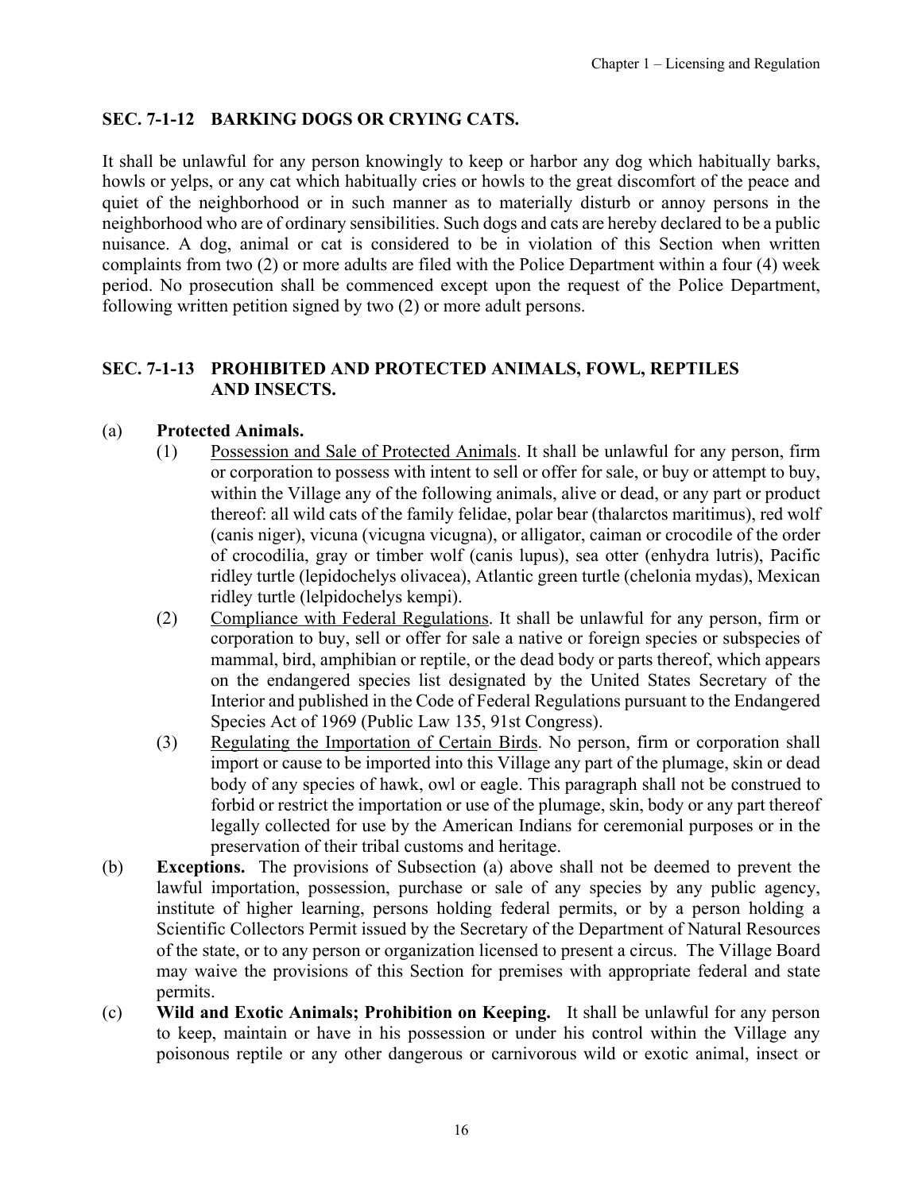## SEC. 7-1-12 BARKING DOGS OR CRYING CATS.

It shall be unlawful for any person knowingly to keep or harbor any dog which habitually barks, howls or yelps, or any cat which habitually cries or howls to the great discomfort of the peace and quiet of the neighborhood or in such manner as to materially disturb or annoy persons in the neighborhood who are of ordinary sensibilities. Such dogs and cats are hereby declared to be a public nuisance. A dog, animal or cat is considered to be in violation of this Section when written complaints from two (2) or more adults are filed with the Police Department within a four (4) week period. No prosecution shall be commenced except upon the request of the Police Department, following written petition signed by two (2) or more adult persons.

## SEC. 7-1-13 PROHIBITED AND PROTECTED ANIMALS, FOWL, REPTILES AND INSECTS.

(a) **Protected Animals.**

(1) Possession and Sale of Protected Animals. It shall be unlawful for any person, firm or corporation to possess with intent to sell or offer for sale, or buy or attempt to buy, within the Village any of the following animals, alive or dead, or any part or product thereof: all wild cats of the family felidae, polar bear (thalarctos maritimus), red wolf (canis niger), vicuna (vicugna vicugna), or alligator, caiman or crocodile of the order of crocodilia, gray or timber wolf (canis lupus), sea otter (enhydra lutris), Pacific ridley turtle (lepidochelys olivacea), Atlantic green turtle (chelonia mydas), Mexican ridley turtle (lelpidochelys kempi).

(2) Compliance with Federal Regulations. It shall be unlawful for any person, firm or corporation to buy, sell or offer for sale a native or foreign species or subspecies of mammal, bird, amphibian or reptile, or the dead body or parts thereof, which appears on the endangered species list designated by the United States Secretary of the Interior and published in the Code of Federal Regulations pursuant to the Endangered Species Act of 1969 (Public Law 135, 91st Congress).

(3) Regulating the Importation of Certain Birds. No person, firm or corporation shall import or cause to be imported into this Village any part of the plumage, skin or dead body of any species of hawk, owl or eagle. This paragraph shall not be construed to forbid or restrict the importation or use of the plumage, skin, body or any part thereof legally collected for use by the American Indians for ceremonial purposes or in the preservation of their tribal customs and heritage.

(b) **Exceptions.** The provisions of Subsection (a) above shall not be deemed to prevent the lawful importation, possession, purchase or sale of any species by any public agency, institute of higher learning, persons holding federal permits, or by a person holding a Scientific Collectors Permit issued by the Secretary of the Department of Natural Resources of the state, or to any person or organization licensed to present a circus. The Village Board may waive the provisions of this Section for premises with appropriate federal and state permits.

(c) **Wild and Exotic Animals; Prohibition on Keeping.** It shall be unlawful for any person to keep, maintain or have in his possession or under his control within the Village any poisonous reptile or any other dangerous or carnivorous wild or exotic animal, insect or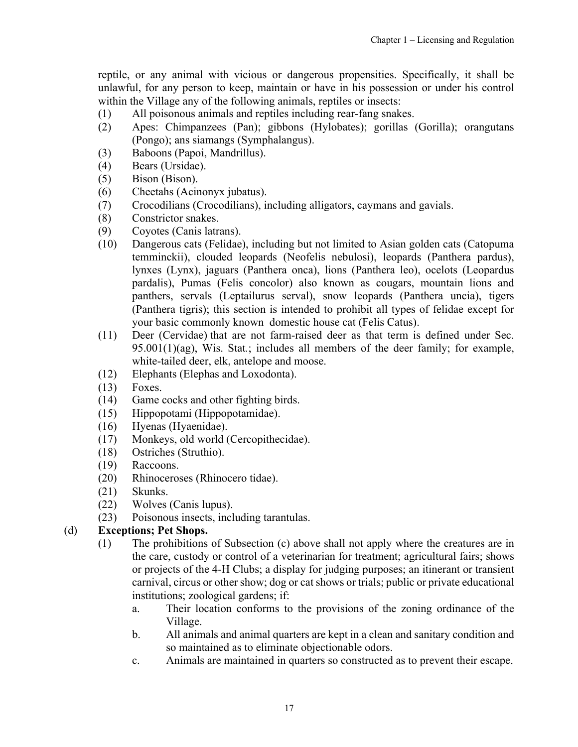reptile, or any animal with vicious or dangerous propensities. Specifically, it shall be unlawful, for any person to keep, maintain or have in his possession or under his control within the Village any of the following animals, reptiles or insects:

(1) All poisonous animals and reptiles including rear-fang snakes.

(2) Apes: Chimpanzees (Pan); gibbons (Hylobates); gorillas (Gorilla); orangutans (Pongo); ans siamangs (Symphalangus).

(3) Baboons (Papoi, Mandrillus).

(4) Bears (Ursidae).

(5) Bison (Bison).

(6) Cheetahs (Acinonyx jubatus).

(7) Crocodilians (Crocodilians), including alligators, caymans and gavials.

(8) Constrictor snakes.

(9) Coyotes (Canis latrans).

(10) Dangerous cats (Felidae), including but not limited to Asian golden cats (Catopuma temminckii), clouded leopards (Neofelis nebulosi), leopards (Panthera pardus), lynxes (Lynx), jaguars (Panthera onca), lions (Panthera leo), ocelots (Leopardus pardalis), Pumas (Felis concolor) also known as cougars, mountain lions and panthers, servals (Leptailurus serval), snow leopards (Panthera uncia), tigers (Panthera tigris); this section is intended to prohibit all types of felidae except for your basic commonly known domestic house cat (Felis Catus).

(11) Deer (Cervidae) that are not farm-raised deer as that term is defined under Sec. 95.001(1)(ag), Wis. Stat.; includes all members of the deer family; for example, white-tailed deer, elk, antelope and moose.

(12) Elephants (Elephas and Loxodonta).

(13) Foxes.

(14) Game cocks and other fighting birds.

(15) Hippopotami (Hippopotamidae).

(16) Hyenas (Hyaenidae).

(17) Monkeys, old world (Cercopithecidae).

(18) Ostriches (Struthio).

(19) Raccoons.

(20) Rhinoceroses (Rhinocero tidae).

(21) Skunks.

(22) Wolves (Canis lupus).

(23) Poisonous insects, including tarantulas.

(d) **Exceptions; Pet Shops.**

(1) The prohibitions of Subsection (c) above shall not apply where the creatures are in the care, custody or control of a veterinarian for treatment; agricultural fairs; shows or projects of the 4-H Clubs; a display for judging purposes; an itinerant or transient carnival, circus or other show; dog or cat shows or trials; public or private educational institutions; zoological gardens; if:

a. Their location conforms to the provisions of the zoning ordinance of the Village.

b. All animals and animal quarters are kept in a clean and sanitary condition and so maintained as to eliminate objectionable odors.

c. Animals are maintained in quarters so constructed as to prevent their escape.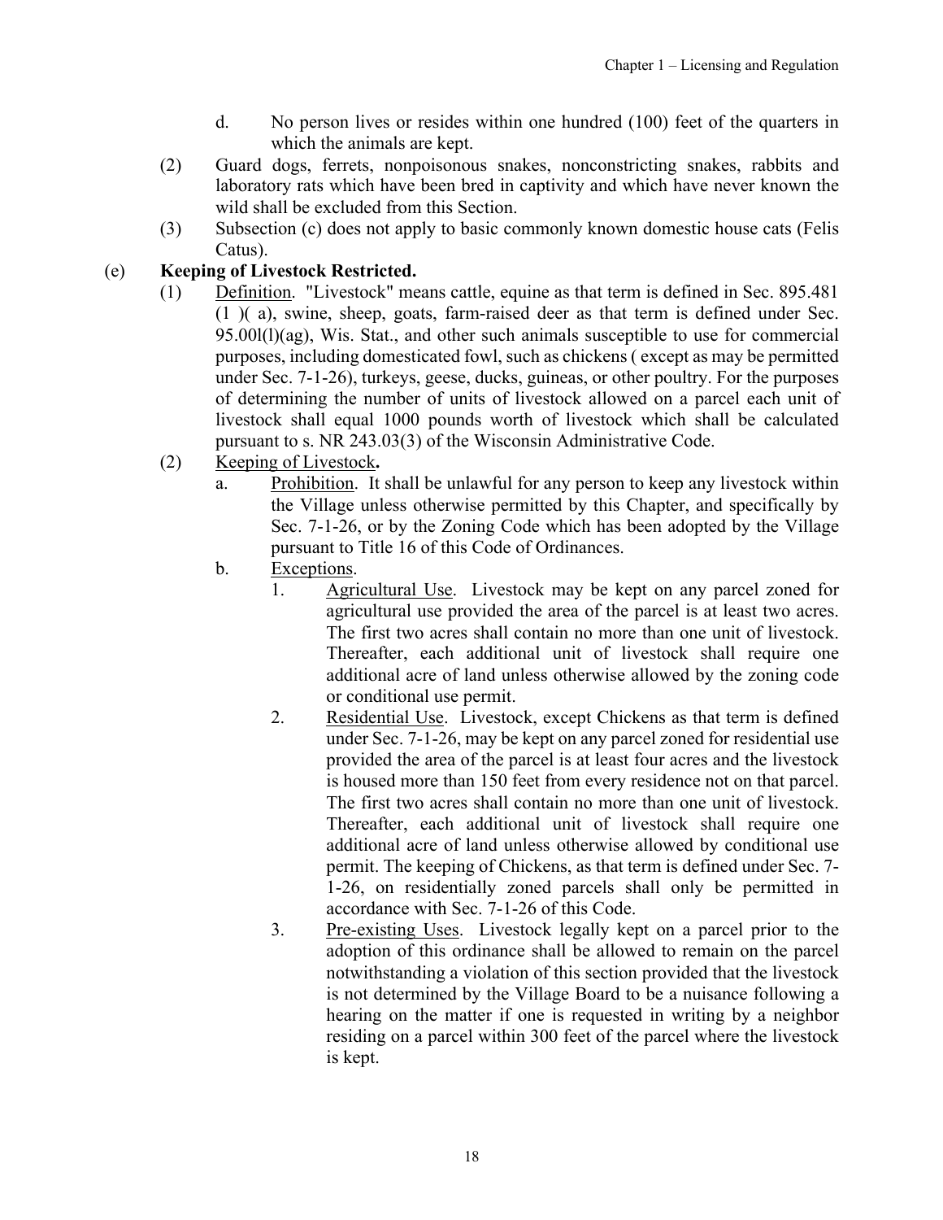d. No person lives or resides within one hundred (100) feet of the quarters in which the animals are kept.

(2) Guard dogs, ferrets, nonpoisonous snakes, nonconstricting snakes, rabbits and laboratory rats which have been bred in captivity and which have never known the wild shall be excluded from this Section.

(3) Subsection (c) does not apply to basic commonly known domestic house cats (Felis Catus).

(e) **Keeping of Livestock Restricted.**

(1) Definition. "Livestock" means cattle, equine as that term is defined in Sec. 895.481 (1 )( a), swine, sheep, goats, farm-raised deer as that term is defined under Sec. 95.00l(l)(ag), Wis. Stat., and other such animals susceptible to use for commercial purposes, including domesticated fowl, such as chickens ( except as may be permitted under Sec. 7-1-26), turkeys, geese, ducks, guineas, or other poultry. For the purposes of determining the number of units of livestock allowed on a parcel each unit of livestock shall equal 1000 pounds worth of livestock which shall be calculated pursuant to s. NR 243.03(3) of the Wisconsin Administrative Code.

(2) Keeping of Livestock**.**

a. Prohibition. It shall be unlawful for any person to keep any livestock within the Village unless otherwise permitted by this Chapter, and specifically by Sec. 7-1-26, or by the Zoning Code which has been adopted by the Village pursuant to Title 16 of this Code of Ordinances.

b. Exceptions.

1. Agricultural Use. Livestock may be kept on any parcel zoned for agricultural use provided the area of the parcel is at least two acres. The first two acres shall contain no more than one unit of livestock. Thereafter, each additional unit of livestock shall require one additional acre of land unless otherwise allowed by the zoning code or conditional use permit.

2. Residential Use. Livestock, except Chickens as that term is defined under Sec. 7-1-26, may be kept on any parcel zoned for residential use provided the area of the parcel is at least four acres and the livestock is housed more than 150 feet from every residence not on that parcel. The first two acres shall contain no more than one unit of livestock. Thereafter, each additional unit of livestock shall require one additional acre of land unless otherwise allowed by conditional use permit. The keeping of Chickens, as that term is defined under Sec. 7-1-26, on residentially zoned parcels shall only be permitted in accordance with Sec. 7-1-26 of this Code.

3. Pre-existing Uses. Livestock legally kept on a parcel prior to the adoption of this ordinance shall be allowed to remain on the parcel notwithstanding a violation of this section provided that the livestock is not determined by the Village Board to be a nuisance following a hearing on the matter if one is requested in writing by a neighbor residing on a parcel within 300 feet of the parcel where the livestock is kept.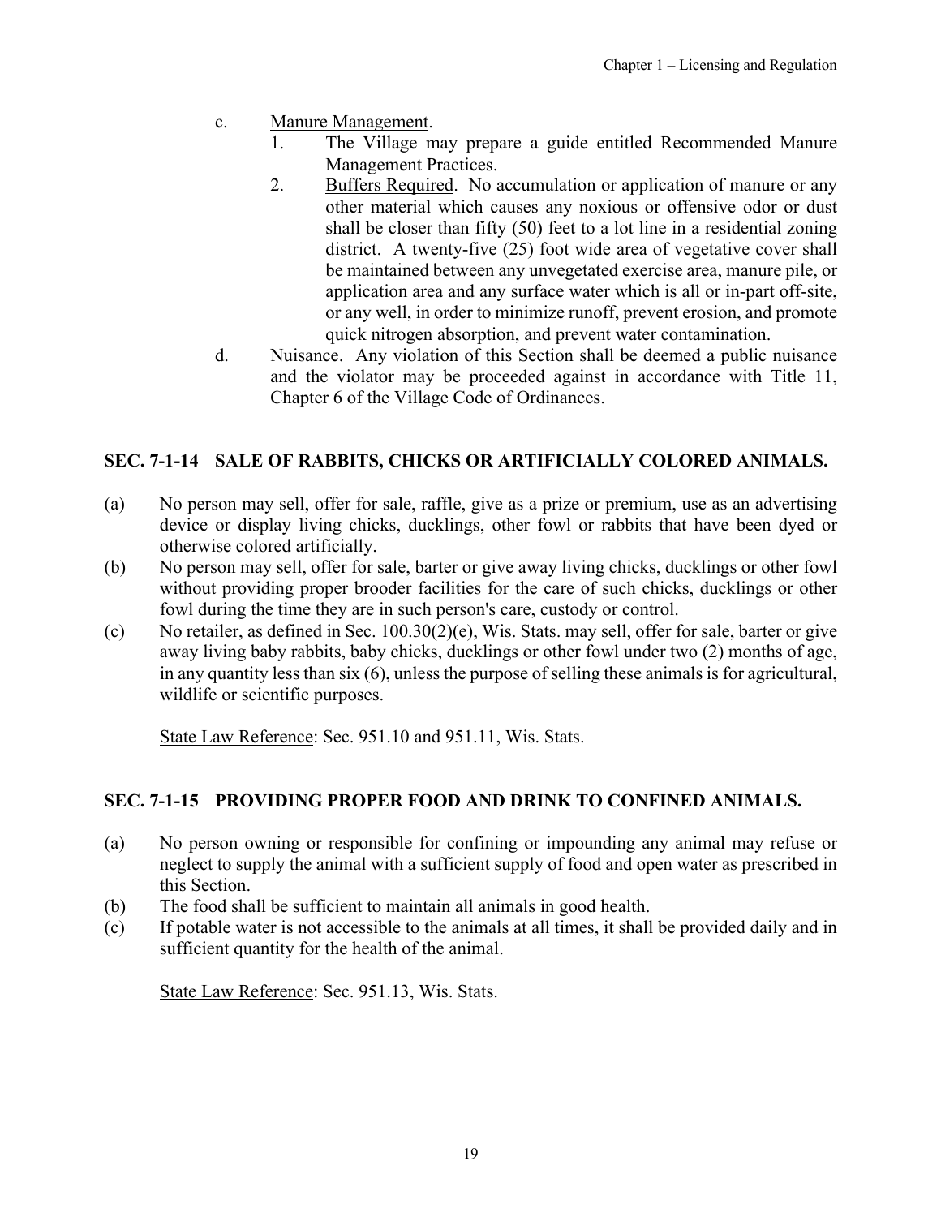c. Manure Management.

1. The Village may prepare a guide entitled Recommended Manure Management Practices.
2. Buffers Required. No accumulation or application of manure or any other material which causes any noxious or offensive odor or dust shall be closer than fifty (50) feet to a lot line in a residential zoning district. A twenty-five (25) foot wide area of vegetative cover shall be maintained between any unvegetated exercise area, manure pile, or application area and any surface water which is all or in-part off-site, or any well, in order to minimize runoff, prevent erosion, and promote quick nitrogen absorption, and prevent water contamination.

d. Nuisance. Any violation of this Section shall be deemed a public nuisance and the violator may be proceeded against in accordance with Title 11, Chapter 6 of the Village Code of Ordinances.

## SEC. 7-1-14 SALE OF RABBITS, CHICKS OR ARTIFICIALLY COLORED ANIMALS.

(a) No person may sell, offer for sale, raffle, give as a prize or premium, use as an advertising device or display living chicks, ducklings, other fowl or rabbits that have been dyed or otherwise colored artificially.

(b) No person may sell, offer for sale, barter or give away living chicks, ducklings or other fowl without providing proper brooder facilities for the care of such chicks, ducklings or other fowl during the time they are in such person's care, custody or control.

(c) No retailer, as defined in Sec. 100.30(2)(e), Wis. Stats. may sell, offer for sale, barter or give away living baby rabbits, baby chicks, ducklings or other fowl under two (2) months of age, in any quantity less than six (6), unless the purpose of selling these animals is for agricultural, wildlife or scientific purposes.

State Law Reference: Sec. 951.10 and 951.11, Wis. Stats.

## SEC. 7-1-15 PROVIDING PROPER FOOD AND DRINK TO CONFINED ANIMALS.

(a) No person owning or responsible for confining or impounding any animal may refuse or neglect to supply the animal with a sufficient supply of food and open water as prescribed in this Section.

(b) The food shall be sufficient to maintain all animals in good health.

(c) If potable water is not accessible to the animals at all times, it shall be provided daily and in sufficient quantity for the health of the animal.

State Law Reference: Sec. 951.13, Wis. Stats.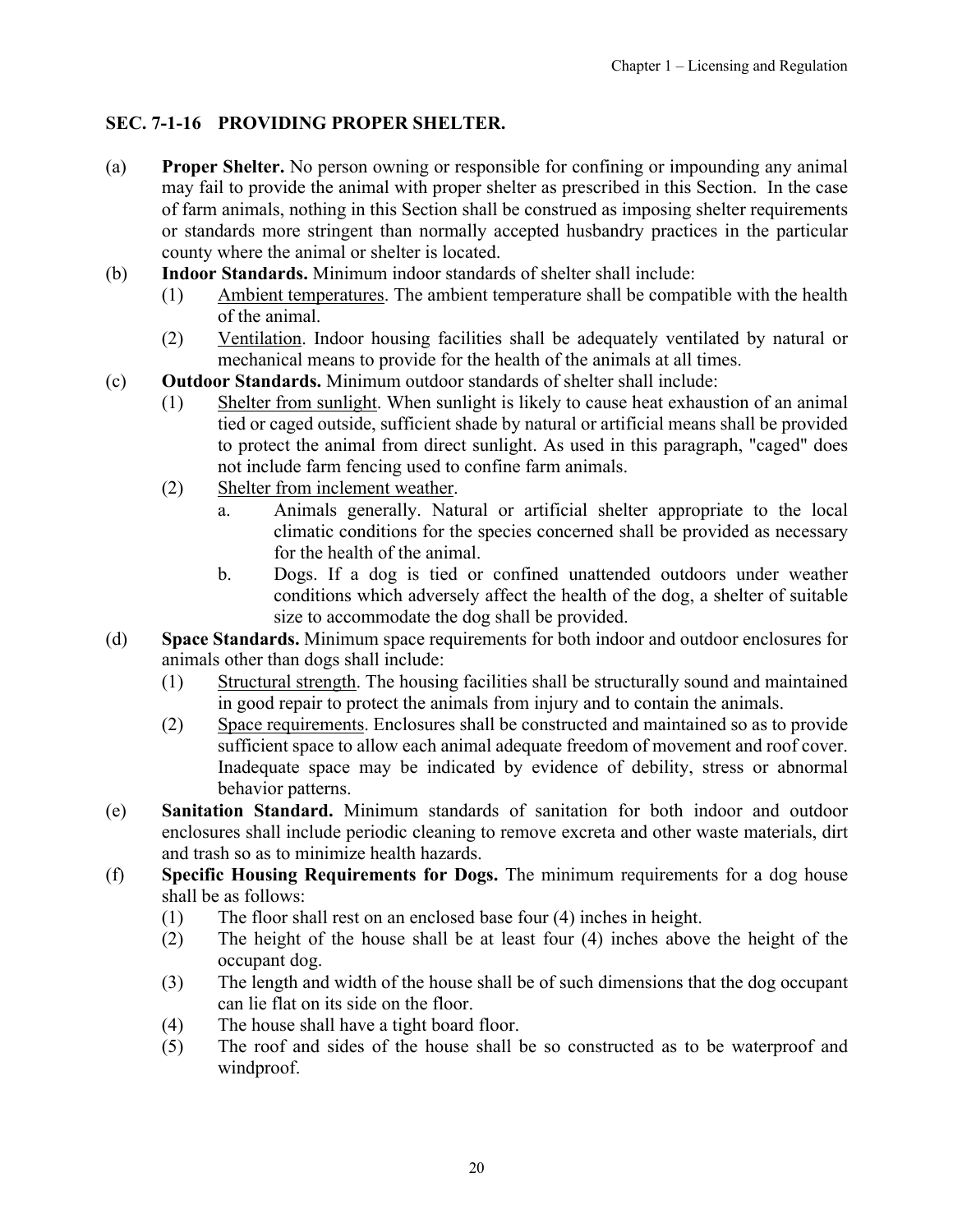## SEC. 7-1-16 PROVIDING PROPER SHELTER.

(a) **Proper Shelter.** No person owning or responsible for confining or impounding any animal may fail to provide the animal with proper shelter as prescribed in this Section. In the case of farm animals, nothing in this Section shall be construed as imposing shelter requirements or standards more stringent than normally accepted husbandry practices in the particular county where the animal or shelter is located.

(b) **Indoor Standards.** Minimum indoor standards of shelter shall include:

(1) Ambient temperatures. The ambient temperature shall be compatible with the health of the animal.

(2) Ventilation. Indoor housing facilities shall be adequately ventilated by natural or mechanical means to provide for the health of the animals at all times.

(c) **Outdoor Standards.** Minimum outdoor standards of shelter shall include:

(1) Shelter from sunlight. When sunlight is likely to cause heat exhaustion of an animal tied or caged outside, sufficient shade by natural or artificial means shall be provided to protect the animal from direct sunlight. As used in this paragraph, "caged" does not include farm fencing used to confine farm animals.

(2) Shelter from inclement weather.

a. Animals generally. Natural or artificial shelter appropriate to the local climatic conditions for the species concerned shall be provided as necessary for the health of the animal.

b. Dogs. If a dog is tied or confined unattended outdoors under weather conditions which adversely affect the health of the dog, a shelter of suitable size to accommodate the dog shall be provided.

(d) **Space Standards.** Minimum space requirements for both indoor and outdoor enclosures for animals other than dogs shall include:

(1) Structural strength. The housing facilities shall be structurally sound and maintained in good repair to protect the animals from injury and to contain the animals.

(2) Space requirements. Enclosures shall be constructed and maintained so as to provide sufficient space to allow each animal adequate freedom of movement and roof cover. Inadequate space may be indicated by evidence of debility, stress or abnormal behavior patterns.

(e) **Sanitation Standard.** Minimum standards of sanitation for both indoor and outdoor enclosures shall include periodic cleaning to remove excreta and other waste materials, dirt and trash so as to minimize health hazards.

(f) **Specific Housing Requirements for Dogs.** The minimum requirements for a dog house shall be as follows:

(1) The floor shall rest on an enclosed base four (4) inches in height.

(2) The height of the house shall be at least four (4) inches above the height of the occupant dog.

(3) The length and width of the house shall be of such dimensions that the dog occupant can lie flat on its side on the floor.

(4) The house shall have a tight board floor.

(5) The roof and sides of the house shall be so constructed as to be waterproof and windproof.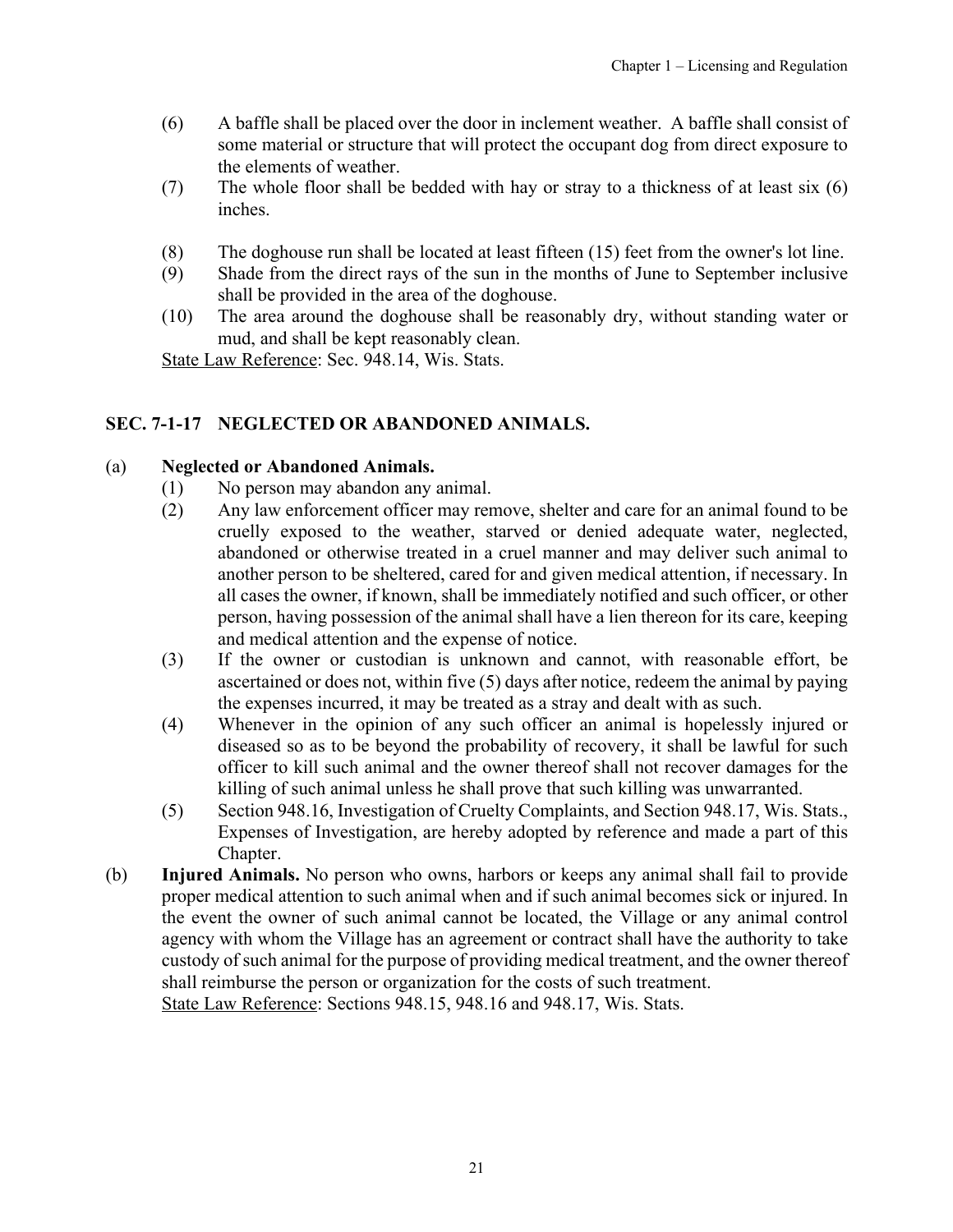(6) A baffle shall be placed over the door in inclement weather. A baffle shall consist of some material or structure that will protect the occupant dog from direct exposure to the elements of weather.

(7) The whole floor shall be bedded with hay or stray to a thickness of at least six (6) inches.

(8) The doghouse run shall be located at least fifteen (15) feet from the owner's lot line.

(9) Shade from the direct rays of the sun in the months of June to September inclusive shall be provided in the area of the doghouse.

(10) The area around the doghouse shall be reasonably dry, without standing water or mud, and shall be kept reasonably clean.

State Law Reference: Sec. 948.14, Wis. Stats.

## SEC. 7-1-17 NEGLECTED OR ABANDONED ANIMALS.

(a) **Neglected or Abandoned Animals.**

(1) No person may abandon any animal.

(2) Any law enforcement officer may remove, shelter and care for an animal found to be cruelly exposed to the weather, starved or denied adequate water, neglected, abandoned or otherwise treated in a cruel manner and may deliver such animal to another person to be sheltered, cared for and given medical attention, if necessary. In all cases the owner, if known, shall be immediately notified and such officer, or other person, having possession of the animal shall have a lien thereon for its care, keeping and medical attention and the expense of notice.

(3) If the owner or custodian is unknown and cannot, with reasonable effort, be ascertained or does not, within five (5) days after notice, redeem the animal by paying the expenses incurred, it may be treated as a stray and dealt with as such.

(4) Whenever in the opinion of any such officer an animal is hopelessly injured or diseased so as to be beyond the probability of recovery, it shall be lawful for such officer to kill such animal and the owner thereof shall not recover damages for the killing of such animal unless he shall prove that such killing was unwarranted.

(5) Section 948.16, Investigation of Cruelty Complaints, and Section 948.17, Wis. Stats., Expenses of Investigation, are hereby adopted by reference and made a part of this Chapter.

(b) **Injured Animals.** No person who owns, harbors or keeps any animal shall fail to provide proper medical attention to such animal when and if such animal becomes sick or injured. In the event the owner of such animal cannot be located, the Village or any animal control agency with whom the Village has an agreement or contract shall have the authority to take custody of such animal for the purpose of providing medical treatment, and the owner thereof shall reimburse the person or organization for the costs of such treatment.

State Law Reference: Sections 948.15, 948.16 and 948.17, Wis. Stats.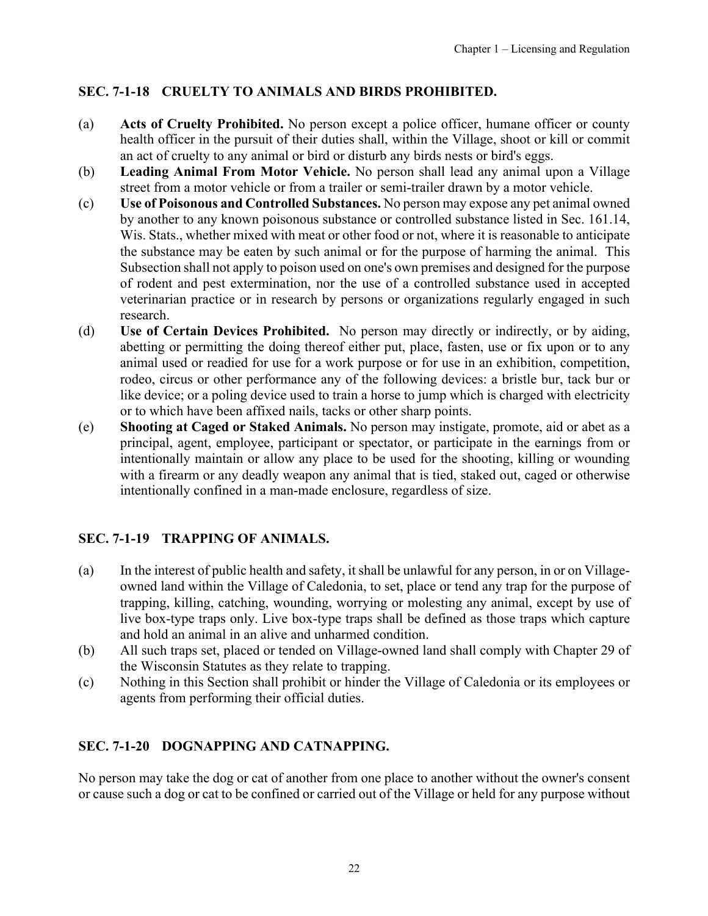## SEC. 7-1-18 CRUELTY TO ANIMALS AND BIRDS PROHIBITED.

(a) **Acts of Cruelty Prohibited.** No person except a police officer, humane officer or county health officer in the pursuit of their duties shall, within the Village, shoot or kill or commit an act of cruelty to any animal or bird or disturb any birds nests or bird's eggs.

(b) **Leading Animal From Motor Vehicle.** No person shall lead any animal upon a Village street from a motor vehicle or from a trailer or semi-trailer drawn by a motor vehicle.

(c) **Use of Poisonous and Controlled Substances.** No person may expose any pet animal owned by another to any known poisonous substance or controlled substance listed in Sec. 161.14, Wis. Stats., whether mixed with meat or other food or not, where it is reasonable to anticipate the substance may be eaten by such animal or for the purpose of harming the animal. This Subsection shall not apply to poison used on one's own premises and designed for the purpose of rodent and pest extermination, nor the use of a controlled substance used in accepted veterinarian practice or in research by persons or organizations regularly engaged in such research.

(d) **Use of Certain Devices Prohibited.** No person may directly or indirectly, or by aiding, abetting or permitting the doing thereof either put, place, fasten, use or fix upon or to any animal used or readied for use for a work purpose or for use in an exhibition, competition, rodeo, circus or other performance any of the following devices: a bristle bur, tack bur or like device; or a poling device used to train a horse to jump which is charged with electricity or to which have been affixed nails, tacks or other sharp points.

(e) **Shooting at Caged or Staked Animals.** No person may instigate, promote, aid or abet as a principal, agent, employee, participant or spectator, or participate in the earnings from or intentionally maintain or allow any place to be used for the shooting, killing or wounding with a firearm or any deadly weapon any animal that is tied, staked out, caged or otherwise intentionally confined in a man-made enclosure, regardless of size.

## SEC. 7-1-19 TRAPPING OF ANIMALS.

(a) In the interest of public health and safety, it shall be unlawful for any person, in or on Village-owned land within the Village of Caledonia, to set, place or tend any trap for the purpose of trapping, killing, catching, wounding, worrying or molesting any animal, except by use of live box-type traps only. Live box-type traps shall be defined as those traps which capture and hold an animal in an alive and unharmed condition.

(b) All such traps set, placed or tended on Village-owned land shall comply with Chapter 29 of the Wisconsin Statutes as they relate to trapping.

(c) Nothing in this Section shall prohibit or hinder the Village of Caledonia or its employees or agents from performing their official duties.

## SEC. 7-1-20 DOGNAPPING AND CATNAPPING.

No person may take the dog or cat of another from one place to another without the owner's consent or cause such a dog or cat to be confined or carried out of the Village or held for any purpose without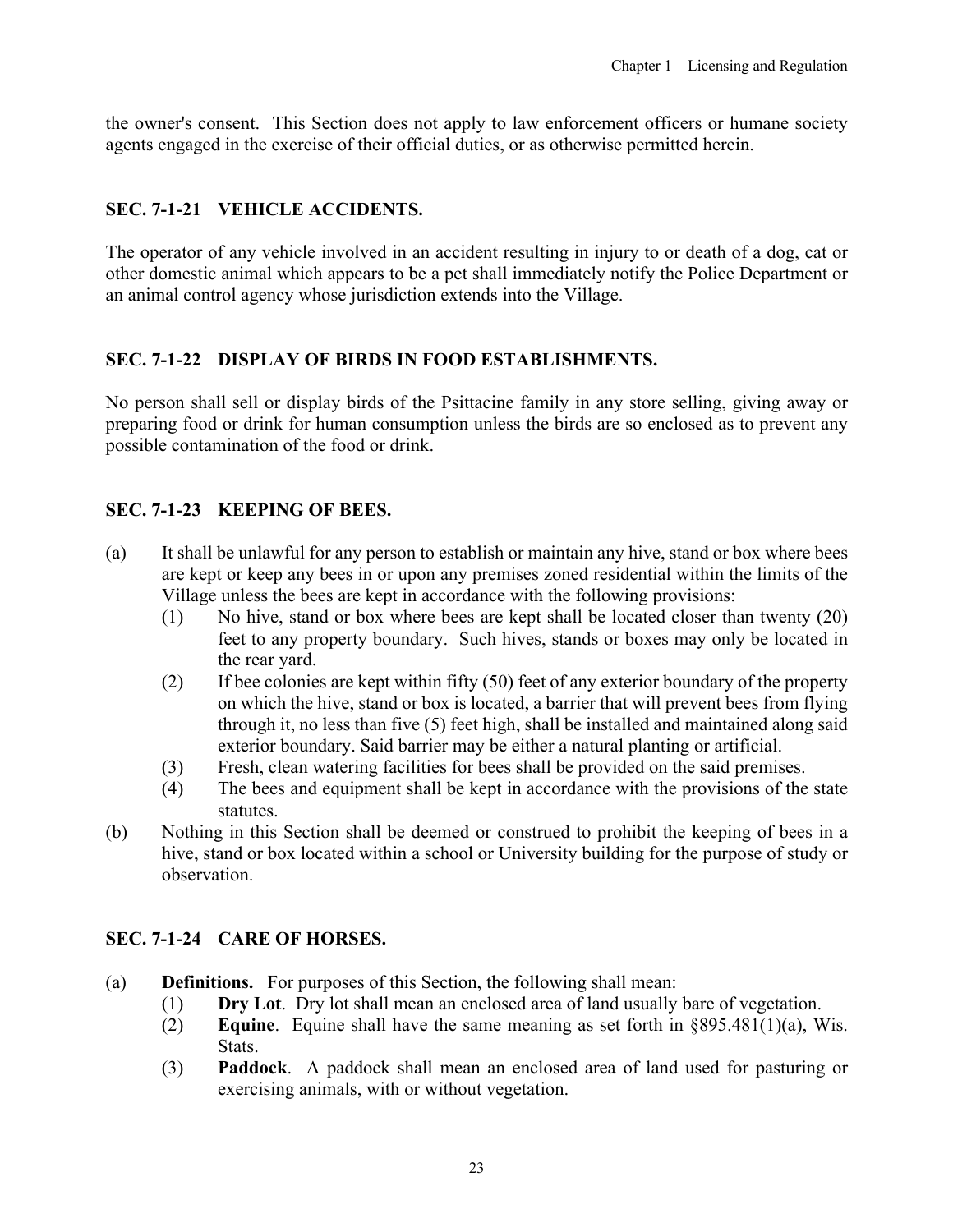the owner's consent. This Section does not apply to law enforcement officers or humane society agents engaged in the exercise of their official duties, or as otherwise permitted herein.

## SEC. 7-1-21 VEHICLE ACCIDENTS.

The operator of any vehicle involved in an accident resulting in injury to or death of a dog, cat or other domestic animal which appears to be a pet shall immediately notify the Police Department or an animal control agency whose jurisdiction extends into the Village.

## SEC. 7-1-22 DISPLAY OF BIRDS IN FOOD ESTABLISHMENTS.

No person shall sell or display birds of the Psittacine family in any store selling, giving away or preparing food or drink for human consumption unless the birds are so enclosed as to prevent any possible contamination of the food or drink.

## SEC. 7-1-23 KEEPING OF BEES.

(a) It shall be unlawful for any person to establish or maintain any hive, stand or box where bees are kept or keep any bees in or upon any premises zoned residential within the limits of the Village unless the bees are kept in accordance with the following provisions:
  (1) No hive, stand or box where bees are kept shall be located closer than twenty (20) feet to any property boundary. Such hives, stands or boxes may only be located in the rear yard.
  (2) If bee colonies are kept within fifty (50) feet of any exterior boundary of the property on which the hive, stand or box is located, a barrier that will prevent bees from flying through it, no less than five (5) feet high, shall be installed and maintained along said exterior boundary. Said barrier may be either a natural planting or artificial.
  (3) Fresh, clean watering facilities for bees shall be provided on the said premises.
  (4) The bees and equipment shall be kept in accordance with the provisions of the state statutes.

(b) Nothing in this Section shall be deemed or construed to prohibit the keeping of bees in a hive, stand or box located within a school or University building for the purpose of study or observation.

## SEC. 7-1-24 CARE OF HORSES.

(a) **Definitions.** For purposes of this Section, the following shall mean:
  (1) **Dry Lot**. Dry lot shall mean an enclosed area of land usually bare of vegetation.
  (2) **Equine**. Equine shall have the same meaning as set forth in §895.481(1)(a), Wis. Stats.
  (3) **Paddock**. A paddock shall mean an enclosed area of land used for pasturing or exercising animals, with or without vegetation.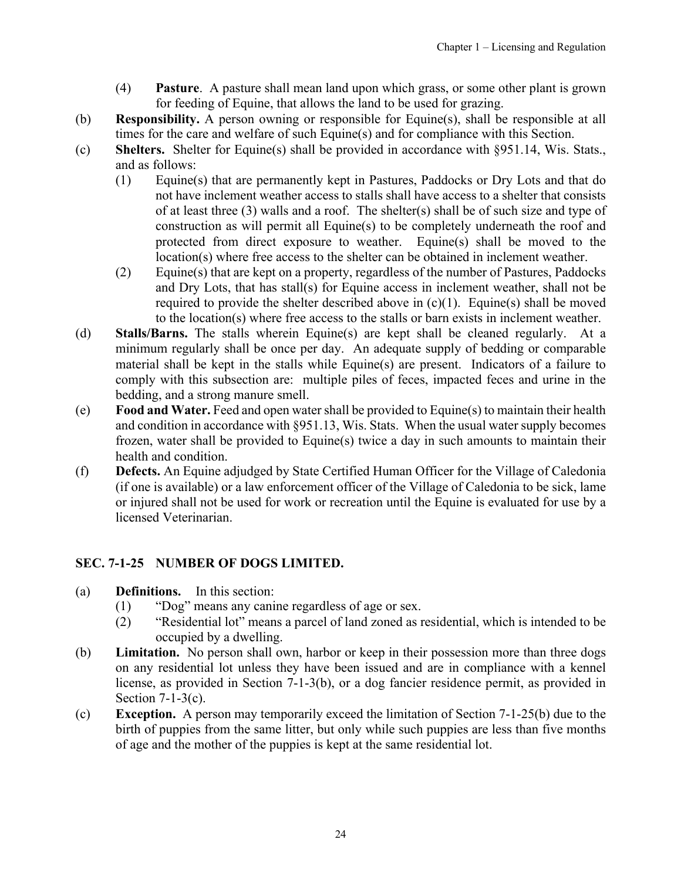(4) **Pasture**. A pasture shall mean land upon which grass, or some other plant is grown for feeding of Equine, that allows the land to be used for grazing.

(b) **Responsibility.** A person owning or responsible for Equine(s), shall be responsible at all times for the care and welfare of such Equine(s) and for compliance with this Section.

(c) **Shelters.** Shelter for Equine(s) shall be provided in accordance with §951.14, Wis. Stats., and as follows:

(1) Equine(s) that are permanently kept in Pastures, Paddocks or Dry Lots and that do not have inclement weather access to stalls shall have access to a shelter that consists of at least three (3) walls and a roof. The shelter(s) shall be of such size and type of construction as will permit all Equine(s) to be completely underneath the roof and protected from direct exposure to weather. Equine(s) shall be moved to the location(s) where free access to the shelter can be obtained in inclement weather.

(2) Equine(s) that are kept on a property, regardless of the number of Pastures, Paddocks and Dry Lots, that has stall(s) for Equine access in inclement weather, shall not be required to provide the shelter described above in (c)(1). Equine(s) shall be moved to the location(s) where free access to the stalls or barn exists in inclement weather.

(d) **Stalls/Barns.** The stalls wherein Equine(s) are kept shall be cleaned regularly. At a minimum regularly shall be once per day. An adequate supply of bedding or comparable material shall be kept in the stalls while Equine(s) are present. Indicators of a failure to comply with this subsection are: multiple piles of feces, impacted feces and urine in the bedding, and a strong manure smell.

(e) **Food and Water.** Feed and open water shall be provided to Equine(s) to maintain their health and condition in accordance with §951.13, Wis. Stats. When the usual water supply becomes frozen, water shall be provided to Equine(s) twice a day in such amounts to maintain their health and condition.

(f) **Defects.** An Equine adjudged by State Certified Human Officer for the Village of Caledonia (if one is available) or a law enforcement officer of the Village of Caledonia to be sick, lame or injured shall not be used for work or recreation until the Equine is evaluated for use by a licensed Veterinarian.

## SEC. 7-1-25 NUMBER OF DOGS LIMITED.

(a) **Definitions.** In this section:

(1) "Dog" means any canine regardless of age or sex.

(2) "Residential lot" means a parcel of land zoned as residential, which is intended to be occupied by a dwelling.

(b) **Limitation.** No person shall own, harbor or keep in their possession more than three dogs on any residential lot unless they have been issued and are in compliance with a kennel license, as provided in Section 7-1-3(b), or a dog fancier residence permit, as provided in Section 7-1-3(c).

(c) **Exception.** A person may temporarily exceed the limitation of Section 7-1-25(b) due to the birth of puppies from the same litter, but only while such puppies are less than five months of age and the mother of the puppies is kept at the same residential lot.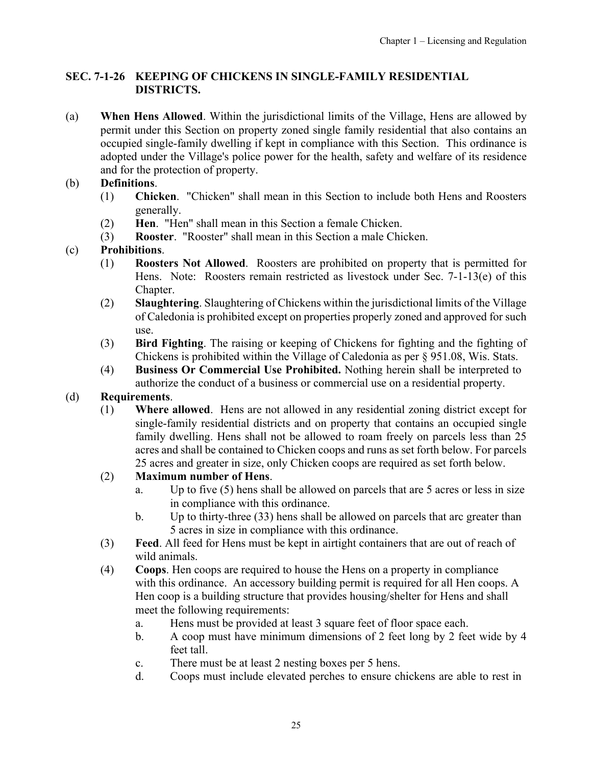## SEC. 7-1-26 KEEPING OF CHICKENS IN SINGLE-FAMILY RESIDENTIAL DISTRICTS.

(a) **When Hens Allowed**. Within the jurisdictional limits of the Village, Hens are allowed by permit under this Section on property zoned single family residential that also contains an occupied single-family dwelling if kept in compliance with this Section. This ordinance is adopted under the Village's police power for the health, safety and welfare of its residence and for the protection of property.

(b) **Definitions**.

- (1) **Chicken**. "Chicken" shall mean in this Section to include both Hens and Roosters generally.
- (2) **Hen**. "Hen" shall mean in this Section a female Chicken.
- (3) **Rooster**. "Rooster" shall mean in this Section a male Chicken.

(c) **Prohibitions**.

- (1) **Roosters Not Allowed**. Roosters are prohibited on property that is permitted for Hens. Note: Roosters remain restricted as livestock under Sec. 7-1-13(e) of this Chapter.
- (2) **Slaughtering**. Slaughtering of Chickens within the jurisdictional limits of the Village of Caledonia is prohibited except on properties properly zoned and approved for such use.
- (3) **Bird Fighting**. The raising or keeping of Chickens for fighting and the fighting of Chickens is prohibited within the Village of Caledonia as per § 951.08, Wis. Stats.
- (4) **Business Or Commercial Use Prohibited.** Nothing herein shall be interpreted to authorize the conduct of a business or commercial use on a residential property.

(d) **Requirements**.

- (1) **Where allowed**. Hens are not allowed in any residential zoning district except for single-family residential districts and on property that contains an occupied single family dwelling. Hens shall not be allowed to roam freely on parcels less than 25 acres and shall be contained to Chicken coops and runs as set forth below. For parcels 25 acres and greater in size, only Chicken coops are required as set forth below.
- (2) **Maximum number of Hens**.
  - a. Up to five (5) hens shall be allowed on parcels that are 5 acres or less in size in compliance with this ordinance.
  - b. Up to thirty-three (33) hens shall be allowed on parcels that arc greater than 5 acres in size in compliance with this ordinance.
- (3) **Feed**. All feed for Hens must be kept in airtight containers that are out of reach of wild animals.
- (4) **Coops**. Hen coops are required to house the Hens on a property in compliance with this ordinance. An accessory building permit is required for all Hen coops. A Hen coop is a building structure that provides housing/shelter for Hens and shall meet the following requirements:
  - a. Hens must be provided at least 3 square feet of floor space each.
  - b. A coop must have minimum dimensions of 2 feet long by 2 feet wide by 4 feet tall.
  - c. There must be at least 2 nesting boxes per 5 hens.
  - d. Coops must include elevated perches to ensure chickens are able to rest in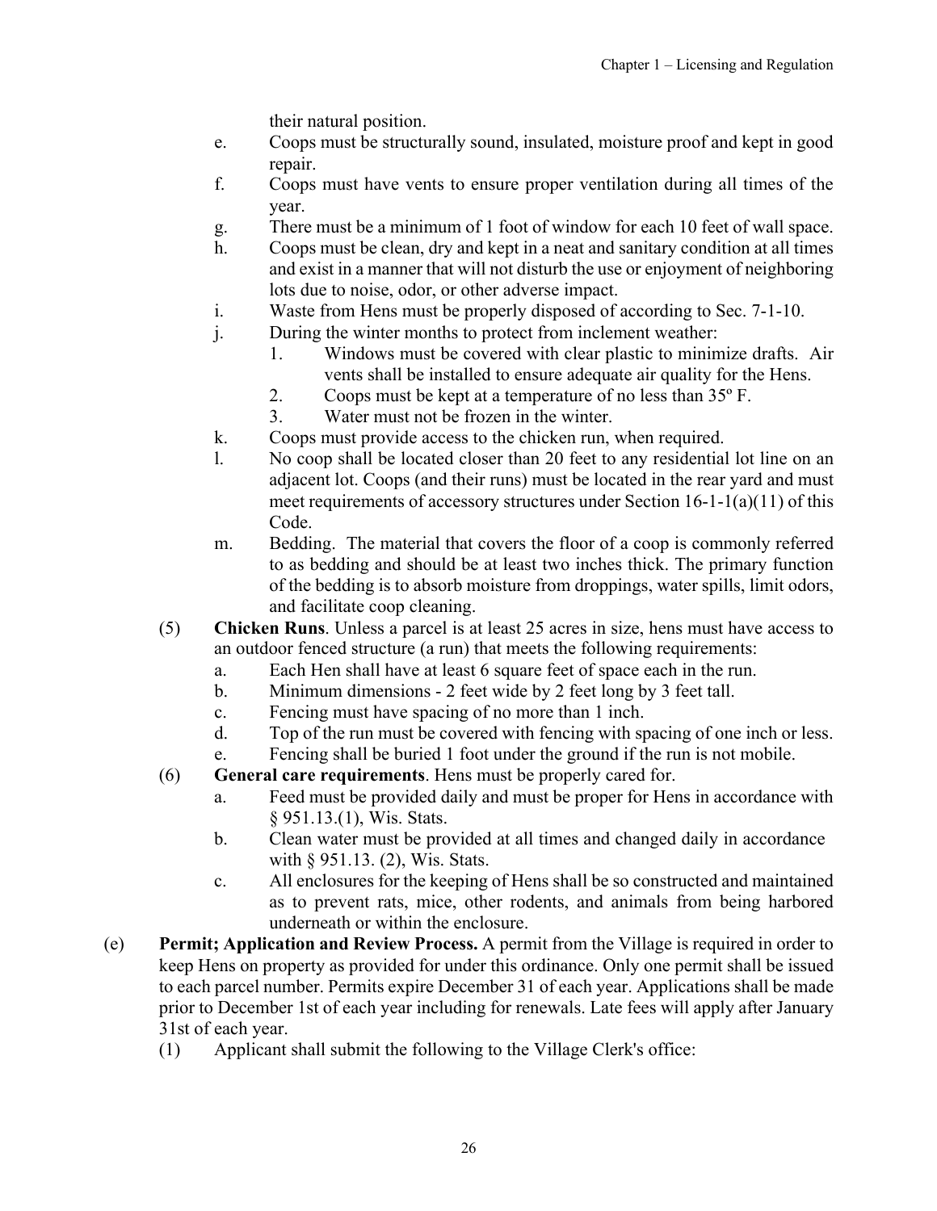their natural position.

e. Coops must be structurally sound, insulated, moisture proof and kept in good repair.

f. Coops must have vents to ensure proper ventilation during all times of the year.

g. There must be a minimum of 1 foot of window for each 10 feet of wall space.

h. Coops must be clean, dry and kept in a neat and sanitary condition at all times and exist in a manner that will not disturb the use or enjoyment of neighboring lots due to noise, odor, or other adverse impact.

i. Waste from Hens must be properly disposed of according to Sec. 7-1-10.

j. During the winter months to protect from inclement weather:

   1. Windows must be covered with clear plastic to minimize drafts. Air vents shall be installed to ensure adequate air quality for the Hens.
   2. Coops must be kept at a temperature of no less than 35º F.
   3. Water must not be frozen in the winter.

k. Coops must provide access to the chicken run, when required.

l. No coop shall be located closer than 20 feet to any residential lot line on an adjacent lot. Coops (and their runs) must be located in the rear yard and must meet requirements of accessory structures under Section 16-1-1(a)(11) of this Code.

m. Bedding. The material that covers the floor of a coop is commonly referred to as bedding and should be at least two inches thick. The primary function of the bedding is to absorb moisture from droppings, water spills, limit odors, and facilitate coop cleaning.

(5) **Chicken Runs**. Unless a parcel is at least 25 acres in size, hens must have access to an outdoor fenced structure (a run) that meets the following requirements:

   a. Each Hen shall have at least 6 square feet of space each in the run.
   b. Minimum dimensions - 2 feet wide by 2 feet long by 3 feet tall.
   c. Fencing must have spacing of no more than 1 inch.
   d. Top of the run must be covered with fencing with spacing of one inch or less.
   e. Fencing shall be buried 1 foot under the ground if the run is not mobile.

(6) **General care requirements**. Hens must be properly cared for.

   a. Feed must be provided daily and must be proper for Hens in accordance with § 951.13.(1), Wis. Stats.
   b. Clean water must be provided at all times and changed daily in accordance with § 951.13. (2), Wis. Stats.
   c. All enclosures for the keeping of Hens shall be so constructed and maintained as to prevent rats, mice, other rodents, and animals from being harbored underneath or within the enclosure.

(e) **Permit; Application and Review Process.** A permit from the Village is required in order to keep Hens on property as provided for under this ordinance. Only one permit shall be issued to each parcel number. Permits expire December 31 of each year. Applications shall be made prior to December 1st of each year including for renewals. Late fees will apply after January 31st of each year.

   (1) Applicant shall submit the following to the Village Clerk's office: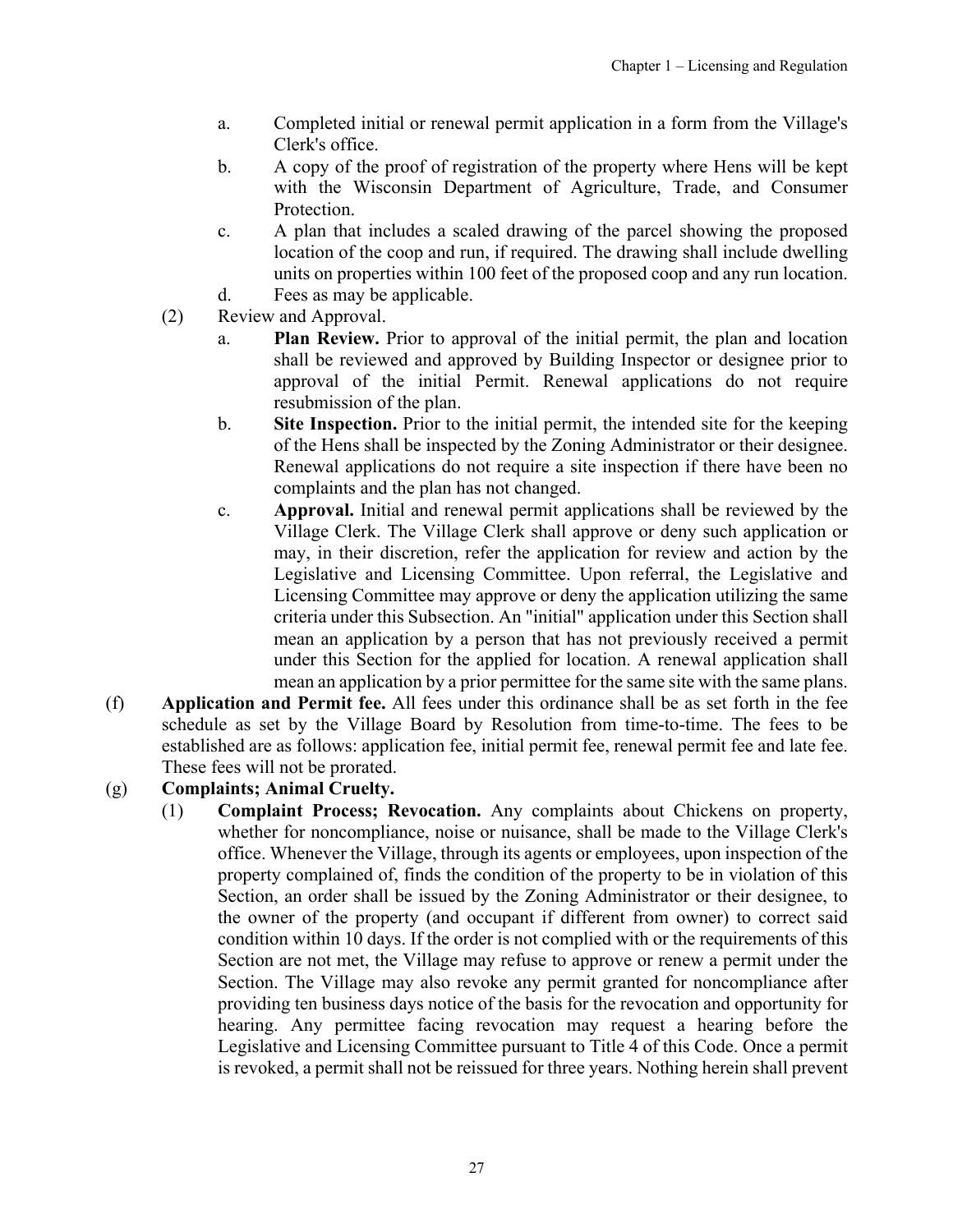a. Completed initial or renewal permit application in a form from the Village's Clerk's office.

b. A copy of the proof of registration of the property where Hens will be kept with the Wisconsin Department of Agriculture, Trade, and Consumer Protection.

c. A plan that includes a scaled drawing of the parcel showing the proposed location of the coop and run, if required. The drawing shall include dwelling units on properties within 100 feet of the proposed coop and any run location.

d. Fees as may be applicable.

(2) Review and Approval.

a. **Plan Review.** Prior to approval of the initial permit, the plan and location shall be reviewed and approved by Building Inspector or designee prior to approval of the initial Permit. Renewal applications do not require resubmission of the plan.

b. **Site Inspection.** Prior to the initial permit, the intended site for the keeping of the Hens shall be inspected by the Zoning Administrator or their designee. Renewal applications do not require a site inspection if there have been no complaints and the plan has not changed.

c. **Approval.** Initial and renewal permit applications shall be reviewed by the Village Clerk. The Village Clerk shall approve or deny such application or may, in their discretion, refer the application for review and action by the Legislative and Licensing Committee. Upon referral, the Legislative and Licensing Committee may approve or deny the application utilizing the same criteria under this Subsection. An "initial" application under this Section shall mean an application by a person that has not previously received a permit under this Section for the applied for location. A renewal application shall mean an application by a prior permittee for the same site with the same plans.

(f) **Application and Permit fee.** All fees under this ordinance shall be as set forth in the fee schedule as set by the Village Board by Resolution from time-to-time. The fees to be established are as follows: application fee, initial permit fee, renewal permit fee and late fee. These fees will not be prorated.

(g) **Complaints; Animal Cruelty.**

(1) **Complaint Process; Revocation.** Any complaints about Chickens on property, whether for noncompliance, noise or nuisance, shall be made to the Village Clerk's office. Whenever the Village, through its agents or employees, upon inspection of the property complained of, finds the condition of the property to be in violation of this Section, an order shall be issued by the Zoning Administrator or their designee, to the owner of the property (and occupant if different from owner) to correct said condition within 10 days. If the order is not complied with or the requirements of this Section are not met, the Village may refuse to approve or renew a permit under the Section. The Village may also revoke any permit granted for noncompliance after providing ten business days notice of the basis for the revocation and opportunity for hearing. Any permittee facing revocation may request a hearing before the Legislative and Licensing Committee pursuant to Title 4 of this Code. Once a permit is revoked, a permit shall not be reissued for three years. Nothing herein shall prevent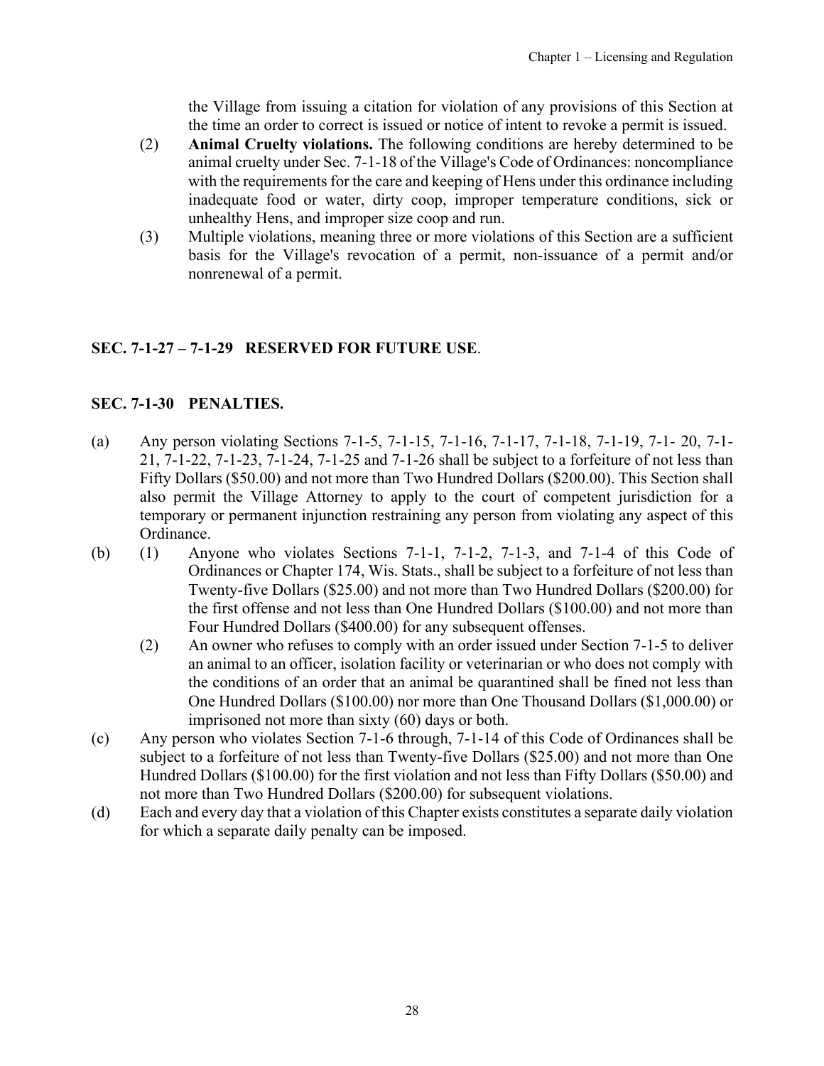the Village from issuing a citation for violation of any provisions of this Section at the time an order to correct is issued or notice of intent to revoke a permit is issued.

(2) **Animal Cruelty violations.** The following conditions are hereby determined to be animal cruelty under Sec. 7-1-18 of the Village's Code of Ordinances: noncompliance with the requirements for the care and keeping of Hens under this ordinance including inadequate food or water, dirty coop, improper temperature conditions, sick or unhealthy Hens, and improper size coop and run.

(3) Multiple violations, meaning three or more violations of this Section are a sufficient basis for the Village's revocation of a permit, non-issuance of a permit and/or nonrenewal of a permit.

## SEC. 7-1-27 – 7-1-29 RESERVED FOR FUTURE USE.

## SEC. 7-1-30 PENALTIES.

(a) Any person violating Sections 7-1-5, 7-1-15, 7-1-16, 7-1-17, 7-1-18, 7-1-19, 7-1- 20, 7-1-21, 7-1-22, 7-1-23, 7-1-24, 7-1-25 and 7-1-26 shall be subject to a forfeiture of not less than Fifty Dollars ($50.00) and not more than Two Hundred Dollars ($200.00). This Section shall also permit the Village Attorney to apply to the court of competent jurisdiction for a temporary or permanent injunction restraining any person from violating any aspect of this Ordinance.

(b) (1) Anyone who violates Sections 7-1-1, 7-1-2, 7-1-3, and 7-1-4 of this Code of Ordinances or Chapter 174, Wis. Stats., shall be subject to a forfeiture of not less than Twenty-five Dollars ($25.00) and not more than Two Hundred Dollars ($200.00) for the first offense and not less than One Hundred Dollars ($100.00) and not more than Four Hundred Dollars ($400.00) for any subsequent offenses.

(2) An owner who refuses to comply with an order issued under Section 7-1-5 to deliver an animal to an officer, isolation facility or veterinarian or who does not comply with the conditions of an order that an animal be quarantined shall be fined not less than One Hundred Dollars ($100.00) nor more than One Thousand Dollars ($1,000.00) or imprisoned not more than sixty (60) days or both.

(c) Any person who violates Section 7-1-6 through, 7-1-14 of this Code of Ordinances shall be subject to a forfeiture of not less than Twenty-five Dollars ($25.00) and not more than One Hundred Dollars ($100.00) for the first violation and not less than Fifty Dollars ($50.00) and not more than Two Hundred Dollars ($200.00) for subsequent violations.

(d) Each and every day that a violation of this Chapter exists constitutes a separate daily violation for which a separate daily penalty can be imposed.